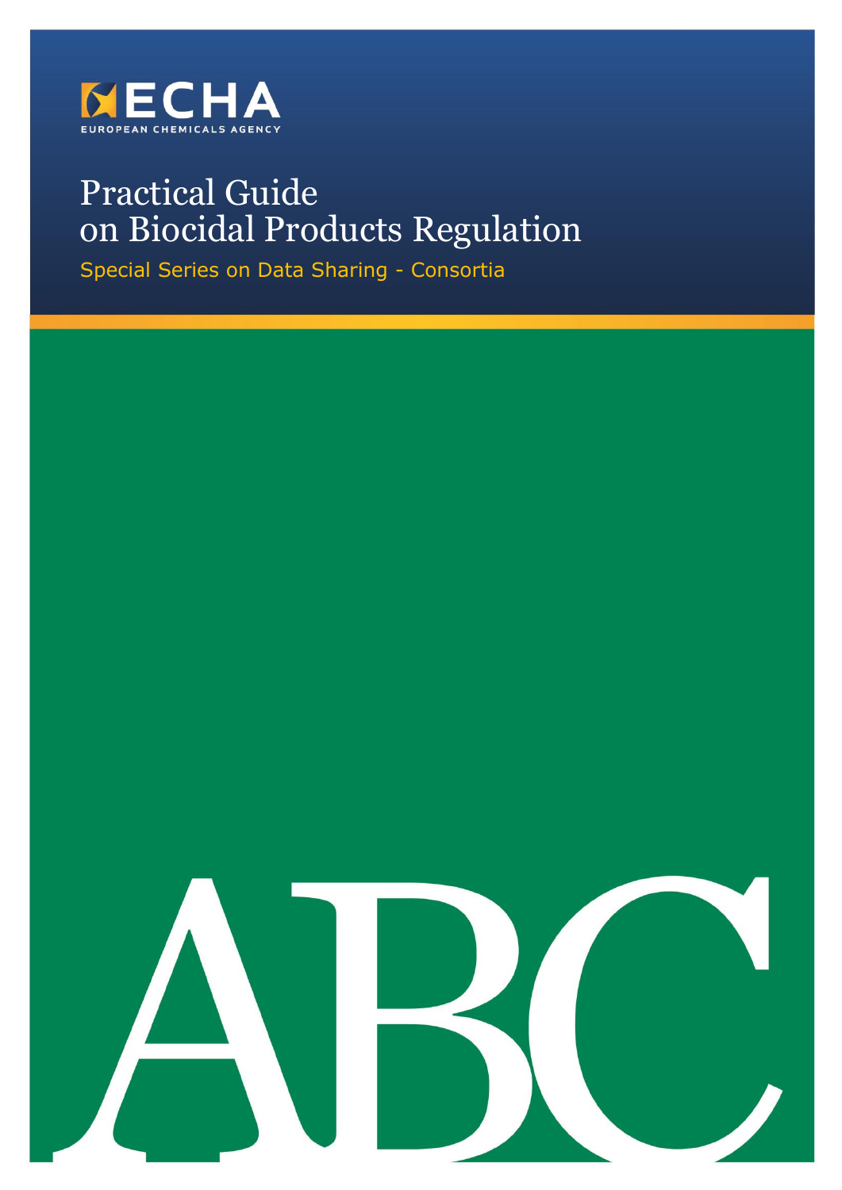ECHA

EUROPEAN CHEMICALS AGENCY

# Practical Guide on Biocidal Products Regulation

Special Series on Data Sharing - Consortia

ABC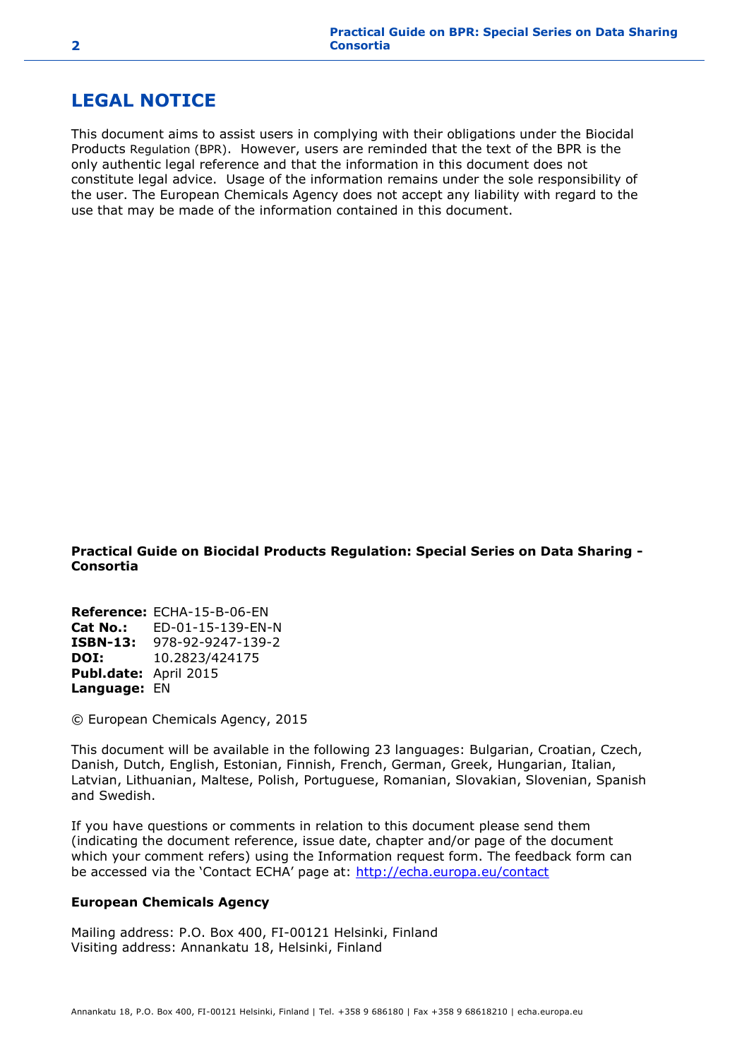# LEGAL NOTICE

This document aims to assist users in complying with their obligations under the Biocidal Products Regulation (BPR). However, users are reminded that the text of the BPR is the only authentic legal reference and that the information in this document does not constitute legal advice. Usage of the information remains under the sole responsibility of the user. The European Chemicals Agency does not accept any liability with regard to the use that may be made of the information contained in this document.

**Practical Guide on Biocidal Products Regulation: Special Series on Data Sharing - Consortia**

**Reference:** ECHA-15-B-06-EN
**Cat No.:** ED-01-15-139-EN-N
**ISBN-13:** 978-92-9247-139-2
**DOI:** 10.2823/424175
**Publ.date:** April 2015
**Language:** EN

© European Chemicals Agency, 2015

This document will be available in the following 23 languages: Bulgarian, Croatian, Czech, Danish, Dutch, English, Estonian, Finnish, French, German, Greek, Hungarian, Italian, Latvian, Lithuanian, Maltese, Polish, Portuguese, Romanian, Slovakian, Slovenian, Spanish and Swedish.

If you have questions or comments in relation to this document please send them (indicating the document reference, issue date, chapter and/or page of the document which your comment refers) using the Information request form. The feedback form can be accessed via the 'Contact ECHA' page at: http://echa.europa.eu/contact

**European Chemicals Agency**

Mailing address: P.O. Box 400, FI-00121 Helsinki, Finland
Visiting address: Annankatu 18, Helsinki, Finland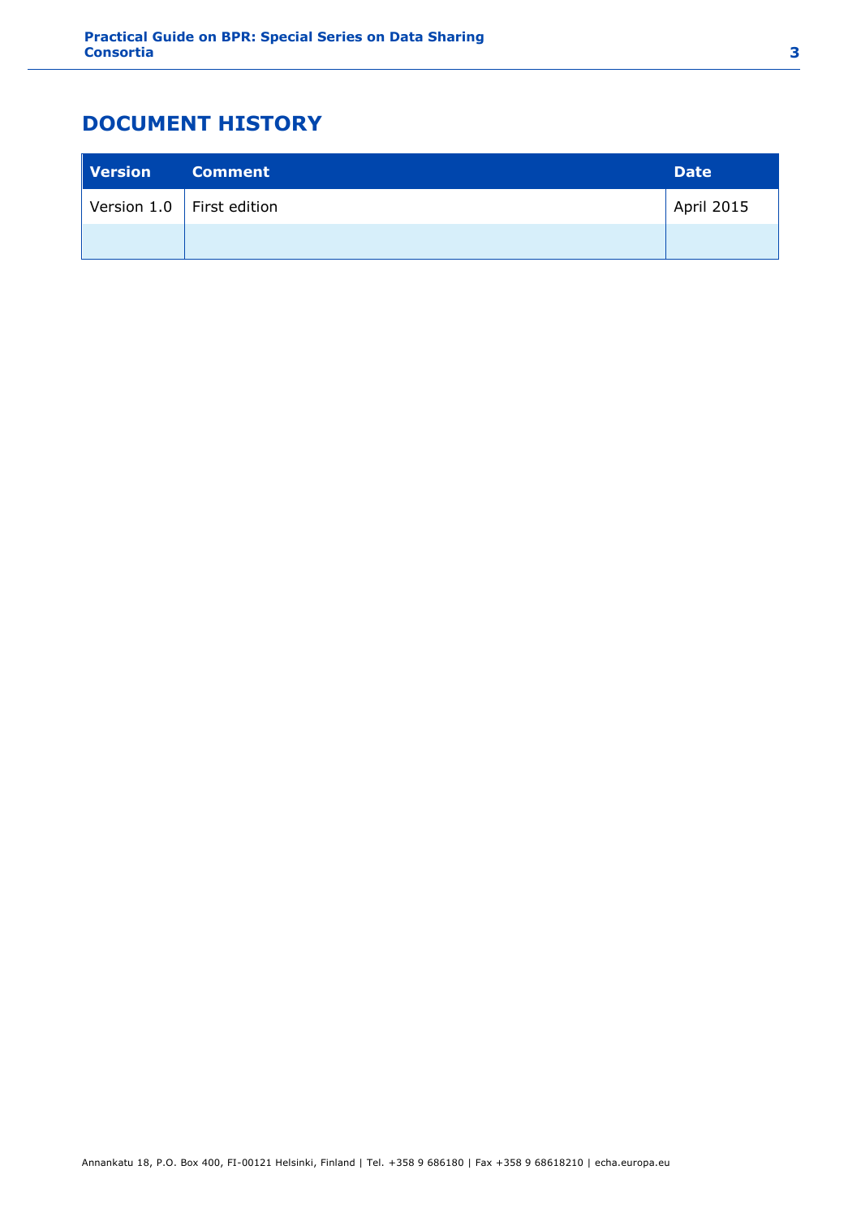# DOCUMENT HISTORY

| Version | Comment | Date |
|---|---|---|
| Version 1.0 | First edition | April 2015 |
| | | |

Annankatu 18, P.O. Box 400, FI-00121 Helsinki, Finland | Tel. +358 9 686180 | Fax +358 9 68618210 | echa.europa.eu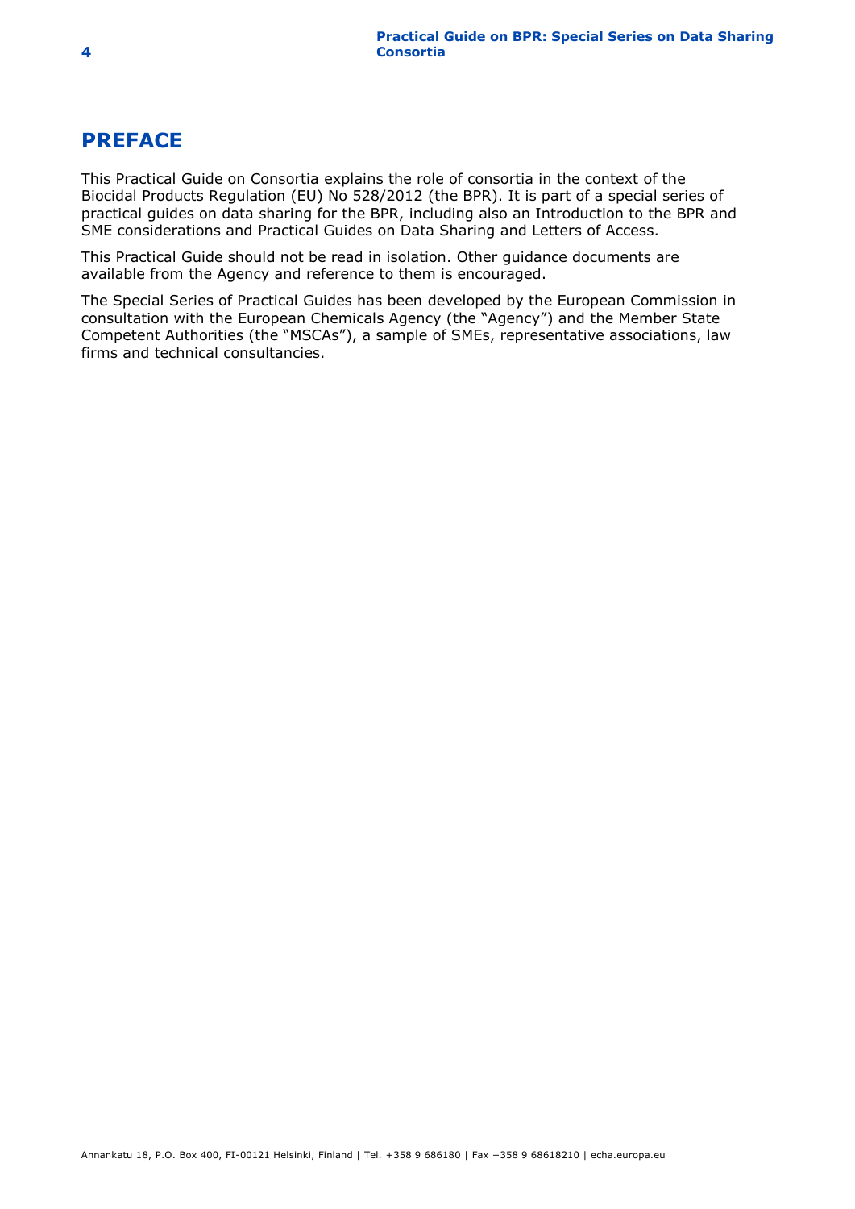# PREFACE

This Practical Guide on Consortia explains the role of consortia in the context of the Biocidal Products Regulation (EU) No 528/2012 (the BPR). It is part of a special series of practical guides on data sharing for the BPR, including also an Introduction to the BPR and SME considerations and Practical Guides on Data Sharing and Letters of Access.

This Practical Guide should not be read in isolation. Other guidance documents are available from the Agency and reference to them is encouraged.

The Special Series of Practical Guides has been developed by the European Commission in consultation with the European Chemicals Agency (the "Agency") and the Member State Competent Authorities (the "MSCAs"), a sample of SMEs, representative associations, law firms and technical consultancies.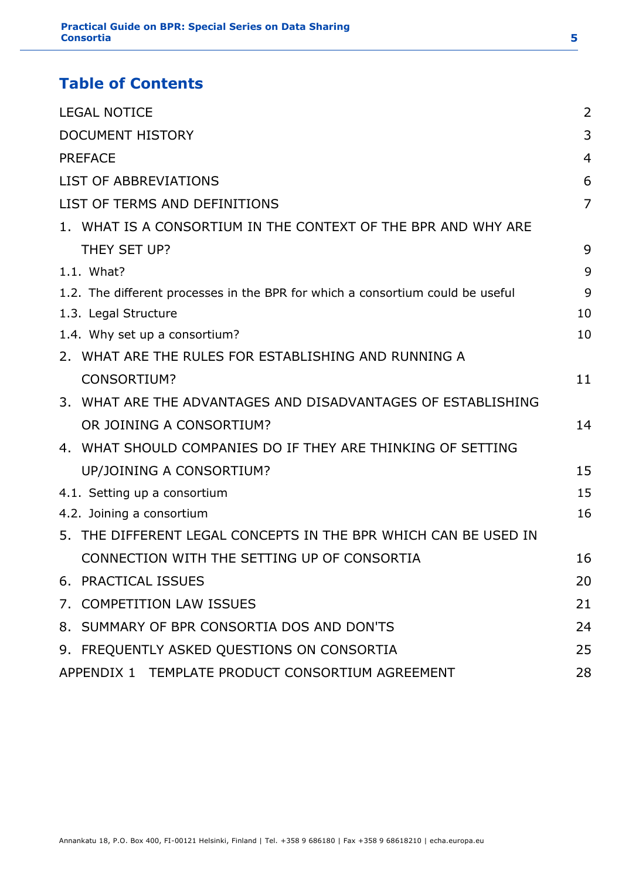# Table of Contents

LEGAL NOTICE 2

DOCUMENT HISTORY 3

PREFACE 4

LIST OF ABBREVIATIONS 6

LIST OF TERMS AND DEFINITIONS 7

1. WHAT IS A CONSORTIUM IN THE CONTEXT OF THE BPR AND WHY ARE THEY SET UP? 9

1.1. What? 9

1.2. The different processes in the BPR for which a consortium could be useful 9

1.3. Legal Structure 10

1.4. Why set up a consortium? 10

2. WHAT ARE THE RULES FOR ESTABLISHING AND RUNNING A CONSORTIUM? 11

3. WHAT ARE THE ADVANTAGES AND DISADVANTAGES OF ESTABLISHING OR JOINING A CONSORTIUM? 14

4. WHAT SHOULD COMPANIES DO IF THEY ARE THINKING OF SETTING UP/JOINING A CONSORTIUM? 15

4.1. Setting up a consortium 15

4.2. Joining a consortium 16

5. THE DIFFERENT LEGAL CONCEPTS IN THE BPR WHICH CAN BE USED IN CONNECTION WITH THE SETTING UP OF CONSORTIA 16

6. PRACTICAL ISSUES 20

7. COMPETITION LAW ISSUES 21

8. SUMMARY OF BPR CONSORTIA DOS AND DON'TS 24

9. FREQUENTLY ASKED QUESTIONS ON CONSORTIA 25

APPENDIX 1 TEMPLATE PRODUCT CONSORTIUM AGREEMENT 28

Annankatu 18, P.O. Box 400, FI-00121 Helsinki, Finland | Tel. +358 9 686180 | Fax +358 9 68618210 | echa.europa.eu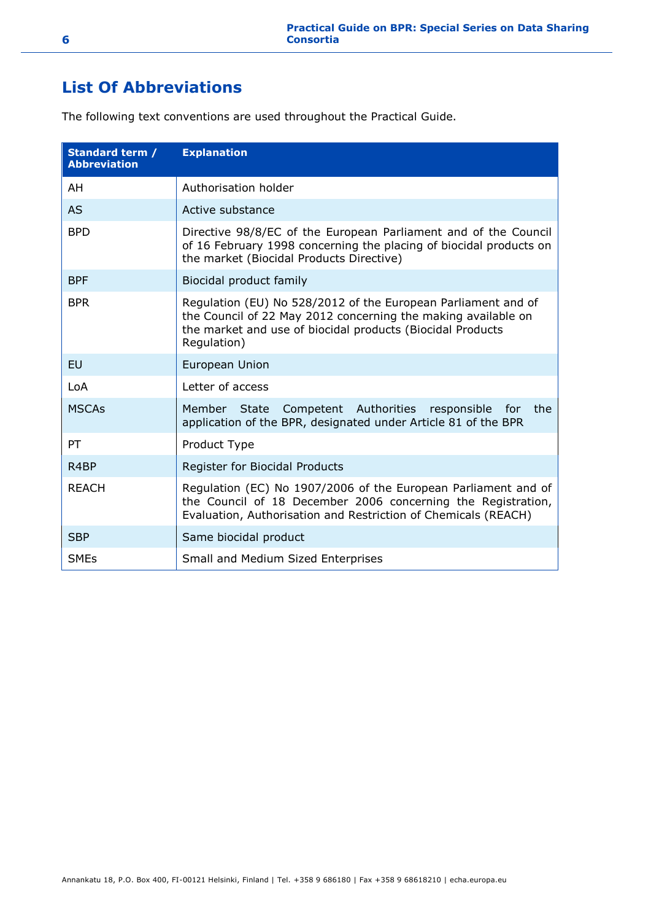# List Of Abbreviations

The following text conventions are used throughout the Practical Guide.

| Standard term / Abbreviation | Explanation |
|---|---|
| AH | Authorisation holder |
| AS | Active substance |
| BPD | Directive 98/8/EC of the European Parliament and of the Council of 16 February 1998 concerning the placing of biocidal products on the market (Biocidal Products Directive) |
| BPF | Biocidal product family |
| BPR | Regulation (EU) No 528/2012 of the European Parliament and of the Council of 22 May 2012 concerning the making available on the market and use of biocidal products (Biocidal Products Regulation) |
| EU | European Union |
| LoA | Letter of access |
| MSCAs | Member State Competent Authorities responsible for the application of the BPR, designated under Article 81 of the BPR |
| PT | Product Type |
| R4BP | Register for Biocidal Products |
| REACH | Regulation (EC) No 1907/2006 of the European Parliament and of the Council of 18 December 2006 concerning the Registration, Evaluation, Authorisation and Restriction of Chemicals (REACH) |
| SBP | Same biocidal product |
| SMEs | Small and Medium Sized Enterprises |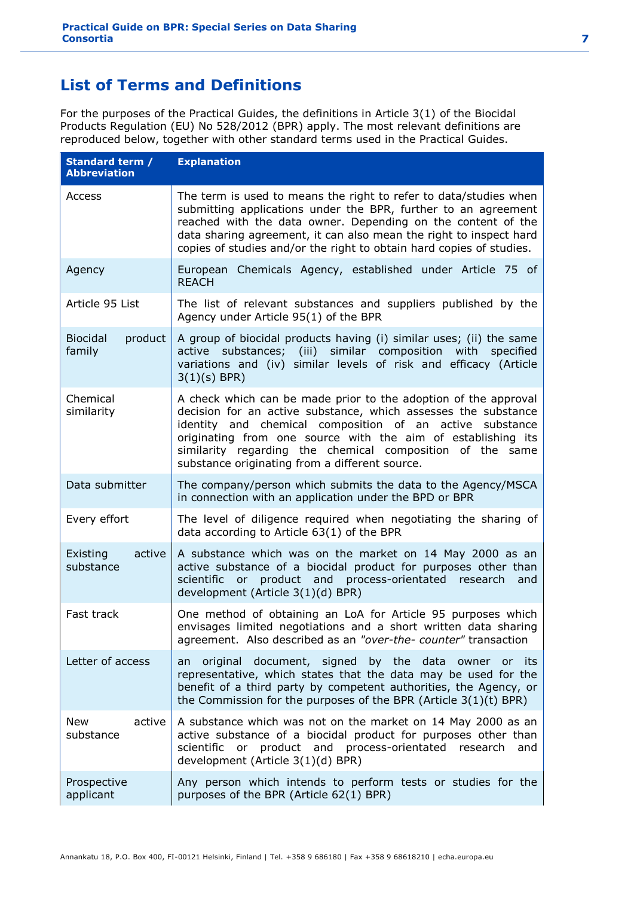## List of Terms and Definitions

For the purposes of the Practical Guides, the definitions in Article 3(1) of the Biocidal Products Regulation (EU) No 528/2012 (BPR) apply. The most relevant definitions are reproduced below, together with other standard terms used in the Practical Guides.

| Standard term / Abbreviation | Explanation |
|---|---|
| Access | The term is used to means the right to refer to data/studies when submitting applications under the BPR, further to an agreement reached with the data owner. Depending on the content of the data sharing agreement, it can also mean the right to inspect hard copies of studies and/or the right to obtain hard copies of studies. |
| Agency | European Chemicals Agency, established under Article 75 of REACH |
| Article 95 List | The list of relevant substances and suppliers published by the Agency under Article 95(1) of the BPR |
| Biocidal product family | A group of biocidal products having (i) similar uses; (ii) the same active substances; (iii) similar composition with specified variations and (iv) similar levels of risk and efficacy (Article 3(1)(s) BPR) |
| Chemical similarity | A check which can be made prior to the adoption of the approval decision for an active substance, which assesses the substance identity and chemical composition of an active substance originating from one source with the aim of establishing its similarity regarding the chemical composition of the same substance originating from a different source. |
| Data submitter | The company/person which submits the data to the Agency/MSCA in connection with an application under the BPD or BPR |
| Every effort | The level of diligence required when negotiating the sharing of data according to Article 63(1) of the BPR |
| Existing active substance | A substance which was on the market on 14 May 2000 as an active substance of a biocidal product for purposes other than scientific or product and process-orientated research and development (Article 3(1)(d) BPR) |
| Fast track | One method of obtaining an LoA for Article 95 purposes which envisages limited negotiations and a short written data sharing agreement. Also described as an *"over-the- counter"* transaction |
| Letter of access | an original document, signed by the data owner or its representative, which states that the data may be used for the benefit of a third party by competent authorities, the Agency, or the Commission for the purposes of the BPR (Article 3(1)(t) BPR) |
| New active substance | A substance which was not on the market on 14 May 2000 as an active substance of a biocidal product for purposes other than scientific or product and process-orientated research and development (Article 3(1)(d) BPR) |
| Prospective applicant | Any person which intends to perform tests or studies for the purposes of the BPR (Article 62(1) BPR) |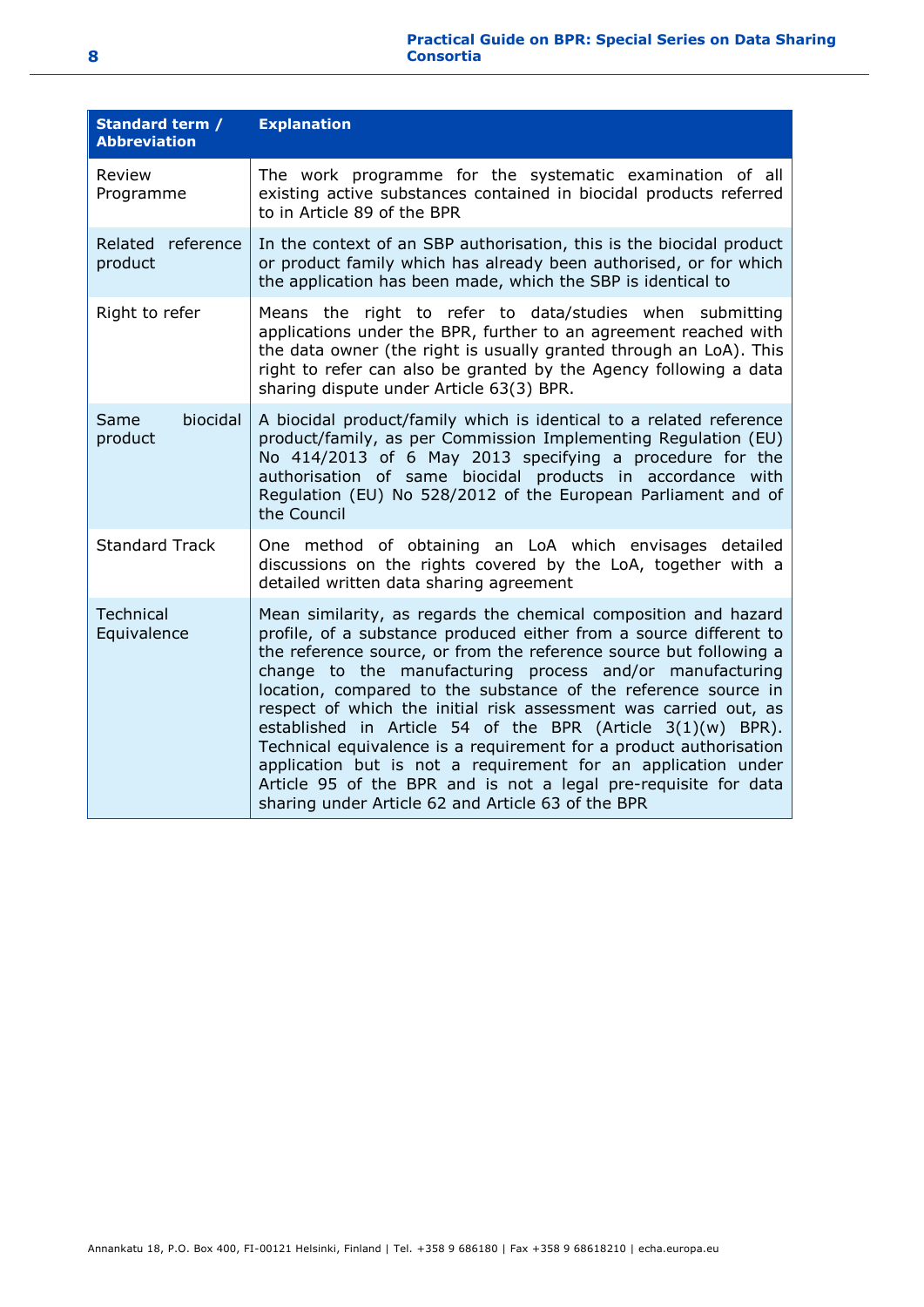| Standard term / Abbreviation | Explanation |
|---|---|
| Review Programme | The work programme for the systematic examination of all existing active substances contained in biocidal products referred to in Article 89 of the BPR |
| Related reference product | In the context of an SBP authorisation, this is the biocidal product or product family which has already been authorised, or for which the application has been made, which the SBP is identical to |
| Right to refer | Means the right to refer to data/studies when submitting applications under the BPR, further to an agreement reached with the data owner (the right is usually granted through an LoA). This right to refer can also be granted by the Agency following a data sharing dispute under Article 63(3) BPR. |
| Same biocidal product | A biocidal product/family which is identical to a related reference product/family, as per Commission Implementing Regulation (EU) No 414/2013 of 6 May 2013 specifying a procedure for the authorisation of same biocidal products in accordance with Regulation (EU) No 528/2012 of the European Parliament and of the Council |
| Standard Track | One method of obtaining an LoA which envisages detailed discussions on the rights covered by the LoA, together with a detailed written data sharing agreement |
| Technical Equivalence | Mean similarity, as regards the chemical composition and hazard profile, of a substance produced either from a source different to the reference source, or from the reference source but following a change to the manufacturing process and/or manufacturing location, compared to the substance of the reference source in respect of which the initial risk assessment was carried out, as established in Article 54 of the BPR (Article 3(1)(w) BPR). Technical equivalence is a requirement for a product authorisation application but is not a requirement for an application under Article 95 of the BPR and is not a legal pre-requisite for data sharing under Article 62 and Article 63 of the BPR |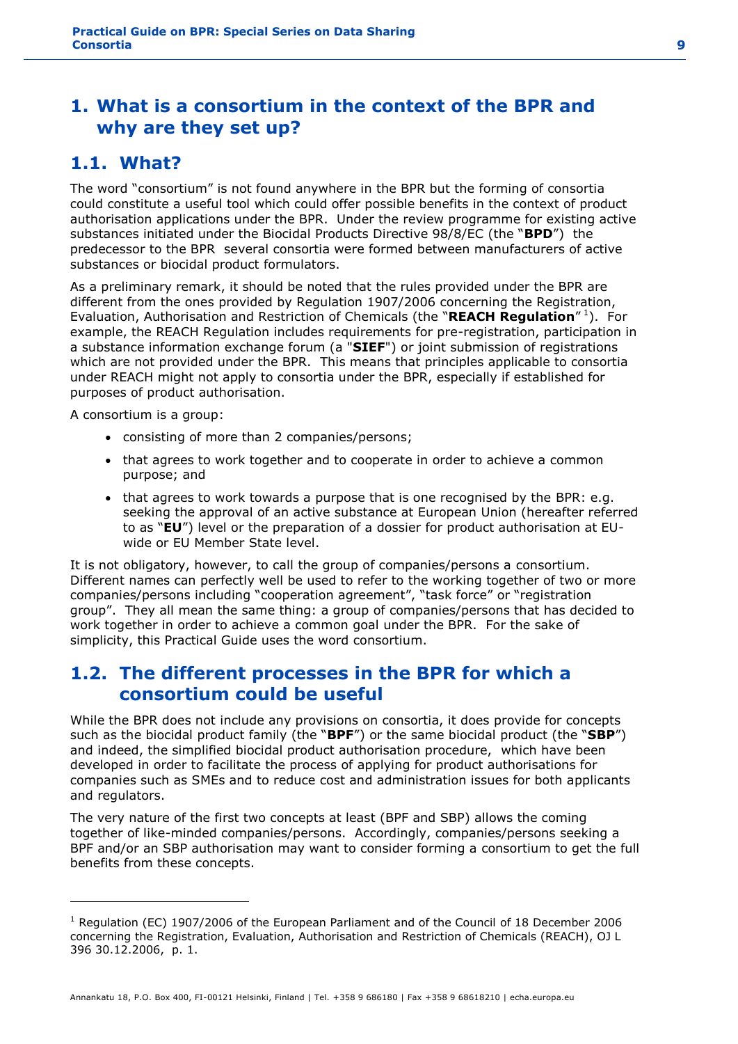# 1. What is a consortium in the context of the BPR and why are they set up?

## 1.1. What?

The word "consortium" is not found anywhere in the BPR but the forming of consortia could constitute a useful tool which could offer possible benefits in the context of product authorisation applications under the BPR. Under the review programme for existing active substances initiated under the Biocidal Products Directive 98/8/EC (the "**BPD**") the predecessor to the BPR several consortia were formed between manufacturers of active substances or biocidal product formulators.

As a preliminary remark, it should be noted that the rules provided under the BPR are different from the ones provided by Regulation 1907/2006 concerning the Registration, Evaluation, Authorisation and Restriction of Chemicals (the "**REACH Regulation**"[1]). For example, the REACH Regulation includes requirements for pre-registration, participation in a substance information exchange forum (a "**SIEF**") or joint submission of registrations which are not provided under the BPR. This means that principles applicable to consortia under REACH might not apply to consortia under the BPR, especially if established for purposes of product authorisation.

A consortium is a group:

- consisting of more than 2 companies/persons;
- that agrees to work together and to cooperate in order to achieve a common purpose; and
- that agrees to work towards a purpose that is one recognised by the BPR: e.g. seeking the approval of an active substance at European Union (hereafter referred to as "**EU**") level or the preparation of a dossier for product authorisation at EU-wide or EU Member State level.

It is not obligatory, however, to call the group of companies/persons a consortium. Different names can perfectly well be used to refer to the working together of two or more companies/persons including "cooperation agreement", "task force" or "registration group". They all mean the same thing: a group of companies/persons that has decided to work together in order to achieve a common goal under the BPR. For the sake of simplicity, this Practical Guide uses the word consortium.

## 1.2. The different processes in the BPR for which a consortium could be useful

While the BPR does not include any provisions on consortia, it does provide for concepts such as the biocidal product family (the "**BPF**") or the same biocidal product (the "**SBP**") and indeed, the simplified biocidal product authorisation procedure, which have been developed in order to facilitate the process of applying for product authorisations for companies such as SMEs and to reduce cost and administration issues for both applicants and regulators.

The very nature of the first two concepts at least (BPF and SBP) allows the coming together of like-minded companies/persons. Accordingly, companies/persons seeking a BPF and/or an SBP authorisation may want to consider forming a consortium to get the full benefits from these concepts.

---

[1] Regulation (EC) 1907/2006 of the European Parliament and of the Council of 18 December 2006 concerning the Registration, Evaluation, Authorisation and Restriction of Chemicals (REACH), OJ L 396 30.12.2006, p. 1.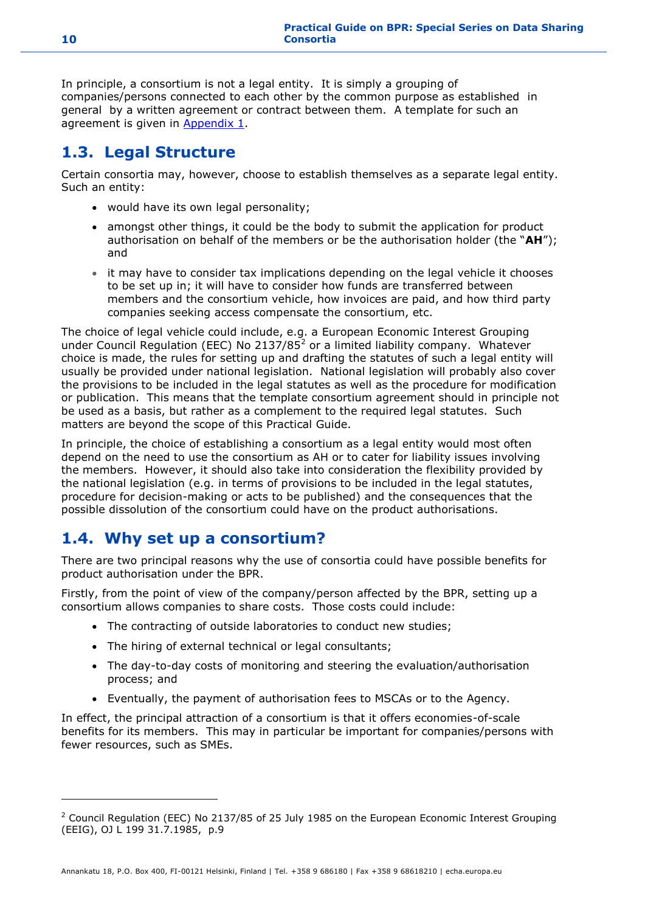In principle, a consortium is not a legal entity. It is simply a grouping of companies/persons connected to each other by the common purpose as established in general by a written agreement or contract between them. A template for such an agreement is given in Appendix 1.

## 1.3. Legal Structure

Certain consortia may, however, choose to establish themselves as a separate legal entity. Such an entity:

- would have its own legal personality;
- amongst other things, it could be the body to submit the application for product authorisation on behalf of the members or be the authorisation holder (the "**AH**"); and
- it may have to consider tax implications depending on the legal vehicle it chooses to be set up in; it will have to consider how funds are transferred between members and the consortium vehicle, how invoices are paid, and how third party companies seeking access compensate the consortium, etc.

The choice of legal vehicle could include, e.g. a European Economic Interest Grouping under Council Regulation (EEC) No 2137/85[2] or a limited liability company. Whatever choice is made, the rules for setting up and drafting the statutes of such a legal entity will usually be provided under national legislation. National legislation will probably also cover the provisions to be included in the legal statutes as well as the procedure for modification or publication. This means that the template consortium agreement should in principle not be used as a basis, but rather as a complement to the required legal statutes. Such matters are beyond the scope of this Practical Guide.

In principle, the choice of establishing a consortium as a legal entity would most often depend on the need to use the consortium as AH or to cater for liability issues involving the members. However, it should also take into consideration the flexibility provided by the national legislation (e.g. in terms of provisions to be included in the legal statutes, procedure for decision-making or acts to be published) and the consequences that the possible dissolution of the consortium could have on the product authorisations.

## 1.4. Why set up a consortium?

There are two principal reasons why the use of consortia could have possible benefits for product authorisation under the BPR.

Firstly, from the point of view of the company/person affected by the BPR, setting up a consortium allows companies to share costs. Those costs could include:

- The contracting of outside laboratories to conduct new studies;
- The hiring of external technical or legal consultants;
- The day-to-day costs of monitoring and steering the evaluation/authorisation process; and
- Eventually, the payment of authorisation fees to MSCAs or to the Agency.

In effect, the principal attraction of a consortium is that it offers economies-of-scale benefits for its members. This may in particular be important for companies/persons with fewer resources, such as SMEs.

---

[2] Council Regulation (EEC) No 2137/85 of 25 July 1985 on the European Economic Interest Grouping (EEIG), OJ L 199 31.7.1985, p.9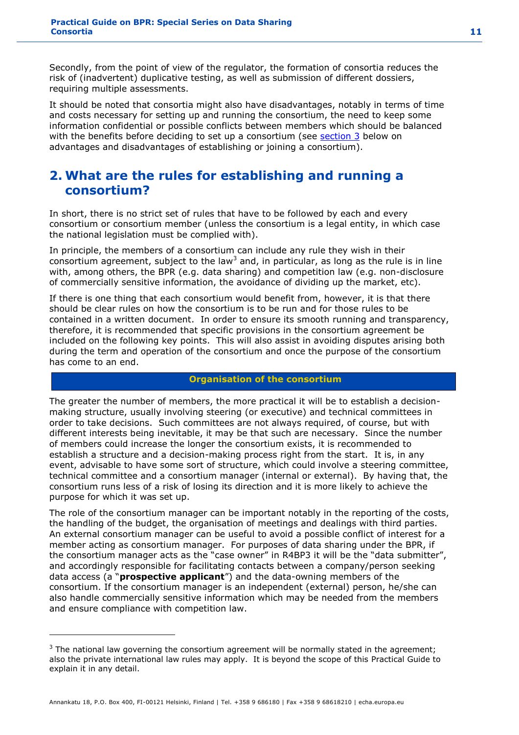Secondly, from the point of view of the regulator, the formation of consortia reduces the risk of (inadvertent) duplicative testing, as well as submission of different dossiers, requiring multiple assessments.

It should be noted that consortia might also have disadvantages, notably in terms of time and costs necessary for setting up and running the consortium, the need to keep some information confidential or possible conflicts between members which should be balanced with the benefits before deciding to set up a consortium (see section 3 below on advantages and disadvantages of establishing or joining a consortium).

## 2. What are the rules for establishing and running a consortium?

In short, there is no strict set of rules that have to be followed by each and every consortium or consortium member (unless the consortium is a legal entity, in which case the national legislation must be complied with).

In principle, the members of a consortium can include any rule they wish in their consortium agreement, subject to the law[3] and, in particular, as long as the rule is in line with, among others, the BPR (e.g. data sharing) and competition law (e.g. non-disclosure of commercially sensitive information, the avoidance of dividing up the market, etc).

If there is one thing that each consortium would benefit from, however, it is that there should be clear rules on how the consortium is to be run and for those rules to be contained in a written document. In order to ensure its smooth running and transparency, therefore, it is recommended that specific provisions in the consortium agreement be included on the following key points. This will also assist in avoiding disputes arising both during the term and operation of the consortium and once the purpose of the consortium has come to an end.

### Organisation of the consortium

The greater the number of members, the more practical it will be to establish a decision-making structure, usually involving steering (or executive) and technical committees in order to take decisions. Such committees are not always required, of course, but with different interests being inevitable, it may be that such are necessary. Since the number of members could increase the longer the consortium exists, it is recommended to establish a structure and a decision-making process right from the start. It is, in any event, advisable to have some sort of structure, which could involve a steering committee, technical committee and a consortium manager (internal or external). By having that, the consortium runs less of a risk of losing its direction and it is more likely to achieve the purpose for which it was set up.

The role of the consortium manager can be important notably in the reporting of the costs, the handling of the budget, the organisation of meetings and dealings with third parties. An external consortium manager can be useful to avoid a possible conflict of interest for a member acting as consortium manager. For purposes of data sharing under the BPR, if the consortium manager acts as the "case owner" in R4BP3 it will be the "data submitter", and accordingly responsible for facilitating contacts between a company/person seeking data access (a "**prospective applicant**") and the data-owning members of the consortium. If the consortium manager is an independent (external) person, he/she can also handle commercially sensitive information which may be needed from the members and ensure compliance with competition law.

[3] The national law governing the consortium agreement will be normally stated in the agreement; also the private international law rules may apply. It is beyond the scope of this Practical Guide to explain it in any detail.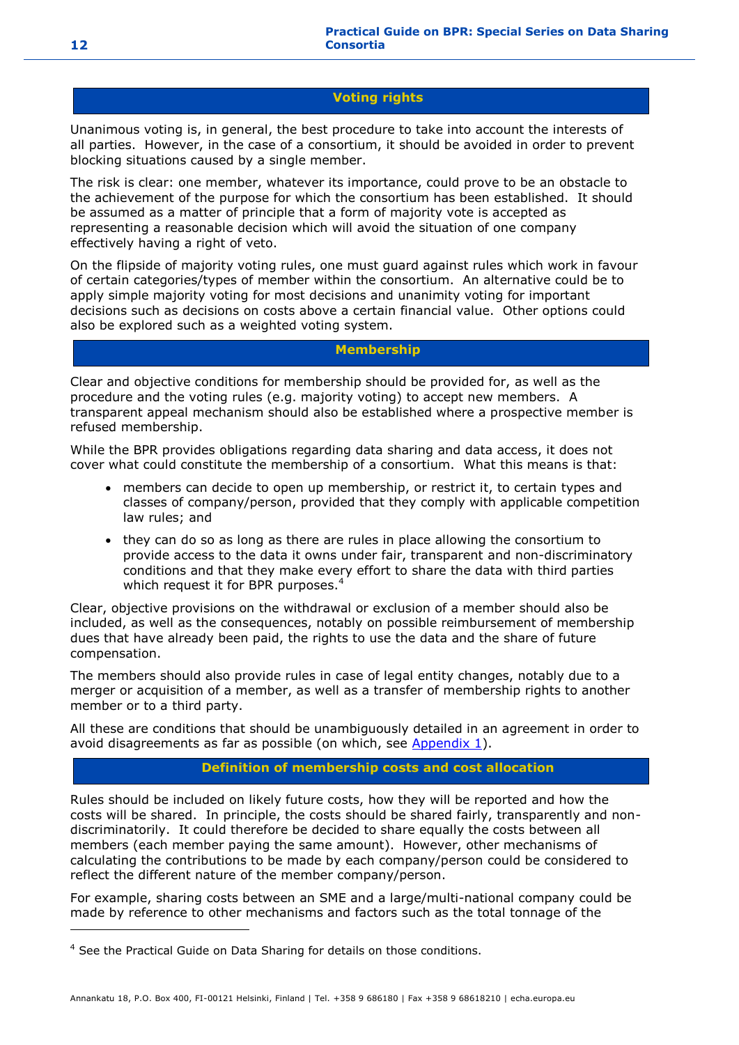## Voting rights

Unanimous voting is, in general, the best procedure to take into account the interests of all parties. However, in the case of a consortium, it should be avoided in order to prevent blocking situations caused by a single member.

The risk is clear: one member, whatever its importance, could prove to be an obstacle to the achievement of the purpose for which the consortium has been established. It should be assumed as a matter of principle that a form of majority vote is accepted as representing a reasonable decision which will avoid the situation of one company effectively having a right of veto.

On the flipside of majority voting rules, one must guard against rules which work in favour of certain categories/types of member within the consortium. An alternative could be to apply simple majority voting for most decisions and unanimity voting for important decisions such as decisions on costs above a certain financial value. Other options could also be explored such as a weighted voting system.

## Membership

Clear and objective conditions for membership should be provided for, as well as the procedure and the voting rules (e.g. majority voting) to accept new members. A transparent appeal mechanism should also be established where a prospective member is refused membership.

While the BPR provides obligations regarding data sharing and data access, it does not cover what could constitute the membership of a consortium. What this means is that:

- members can decide to open up membership, or restrict it, to certain types and classes of company/person, provided that they comply with applicable competition law rules; and
- they can do so as long as there are rules in place allowing the consortium to provide access to the data it owns under fair, transparent and non-discriminatory conditions and that they make every effort to share the data with third parties which request it for BPR purposes.[4]

Clear, objective provisions on the withdrawal or exclusion of a member should also be included, as well as the consequences, notably on possible reimbursement of membership dues that have already been paid, the rights to use the data and the share of future compensation.

The members should also provide rules in case of legal entity changes, notably due to a merger or acquisition of a member, as well as a transfer of membership rights to another member or to a third party.

All these are conditions that should be unambiguously detailed in an agreement in order to avoid disagreements as far as possible (on which, see Appendix 1).

## Definition of membership costs and cost allocation

Rules should be included on likely future costs, how they will be reported and how the costs will be shared. In principle, the costs should be shared fairly, transparently and non-discriminatorily. It could therefore be decided to share equally the costs between all members (each member paying the same amount). However, other mechanisms of calculating the contributions to be made by each company/person could be considered to reflect the different nature of the member company/person.

For example, sharing costs between an SME and a large/multi-national company could be made by reference to other mechanisms and factors such as the total tonnage of the

---

[4] See the Practical Guide on Data Sharing for details on those conditions.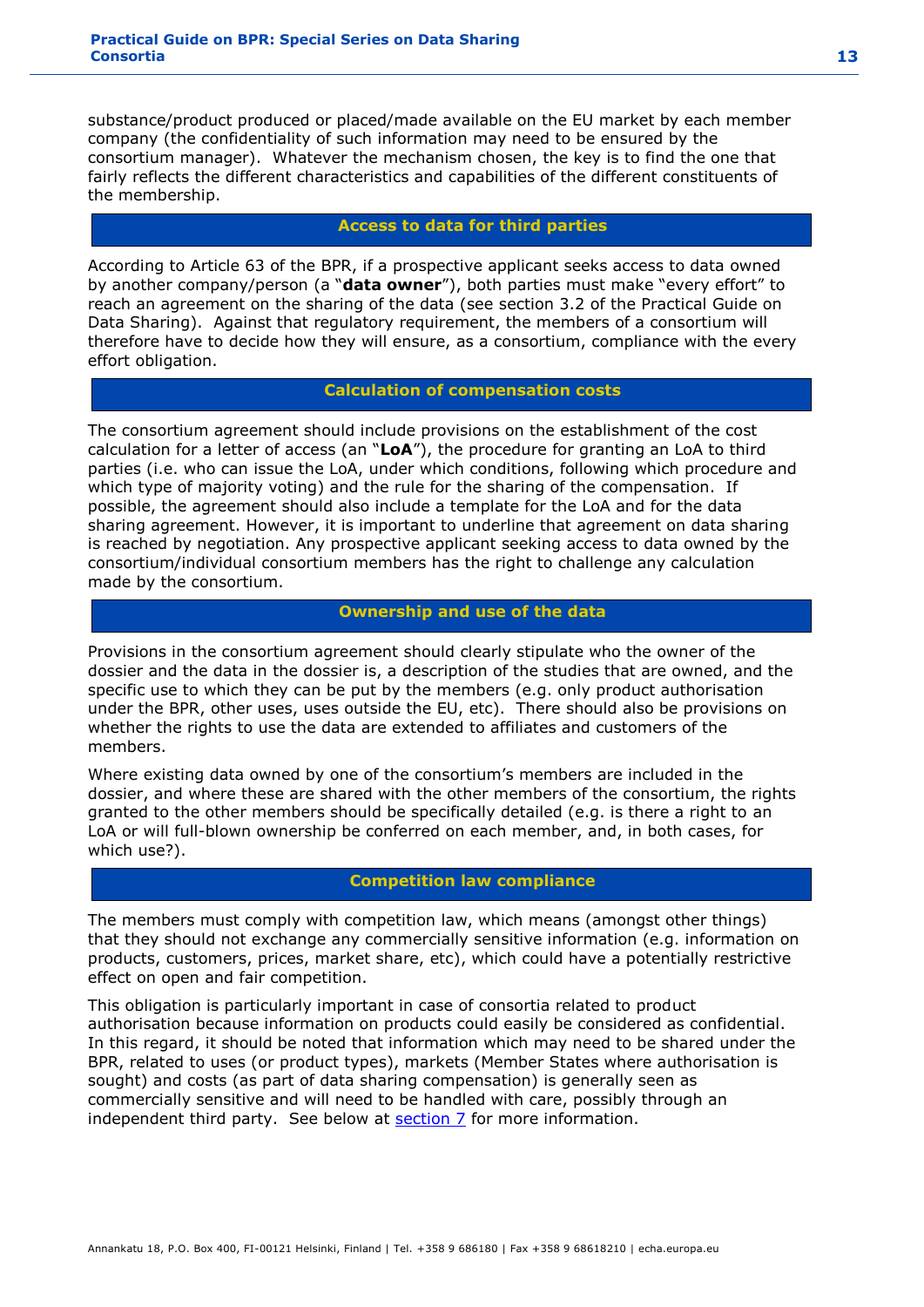substance/product produced or placed/made available on the EU market by each member company (the confidentiality of such information may need to be ensured by the consortium manager). Whatever the mechanism chosen, the key is to find the one that fairly reflects the different characteristics and capabilities of the different constituents of the membership.

### Access to data for third parties

According to Article 63 of the BPR, if a prospective applicant seeks access to data owned by another company/person (a "**data owner**"), both parties must make "every effort" to reach an agreement on the sharing of the data (see section 3.2 of the Practical Guide on Data Sharing). Against that regulatory requirement, the members of a consortium will therefore have to decide how they will ensure, as a consortium, compliance with the every effort obligation.

### Calculation of compensation costs

The consortium agreement should include provisions on the establishment of the cost calculation for a letter of access (an "**LoA**"), the procedure for granting an LoA to third parties (i.e. who can issue the LoA, under which conditions, following which procedure and which type of majority voting) and the rule for the sharing of the compensation. If possible, the agreement should also include a template for the LoA and for the data sharing agreement. However, it is important to underline that agreement on data sharing is reached by negotiation. Any prospective applicant seeking access to data owned by the consortium/individual consortium members has the right to challenge any calculation made by the consortium.

### Ownership and use of the data

Provisions in the consortium agreement should clearly stipulate who the owner of the dossier and the data in the dossier is, a description of the studies that are owned, and the specific use to which they can be put by the members (e.g. only product authorisation under the BPR, other uses, uses outside the EU, etc). There should also be provisions on whether the rights to use the data are extended to affiliates and customers of the members.

Where existing data owned by one of the consortium's members are included in the dossier, and where these are shared with the other members of the consortium, the rights granted to the other members should be specifically detailed (e.g. is there a right to an LoA or will full-blown ownership be conferred on each member, and, in both cases, for which use?).

### Competition law compliance

The members must comply with competition law, which means (amongst other things) that they should not exchange any commercially sensitive information (e.g. information on products, customers, prices, market share, etc), which could have a potentially restrictive effect on open and fair competition.

This obligation is particularly important in case of consortia related to product authorisation because information on products could easily be considered as confidential. In this regard, it should be noted that information which may need to be shared under the BPR, related to uses (or product types), markets (Member States where authorisation is sought) and costs (as part of data sharing compensation) is generally seen as commercially sensitive and will need to be handled with care, possibly through an independent third party. See below at section 7 for more information.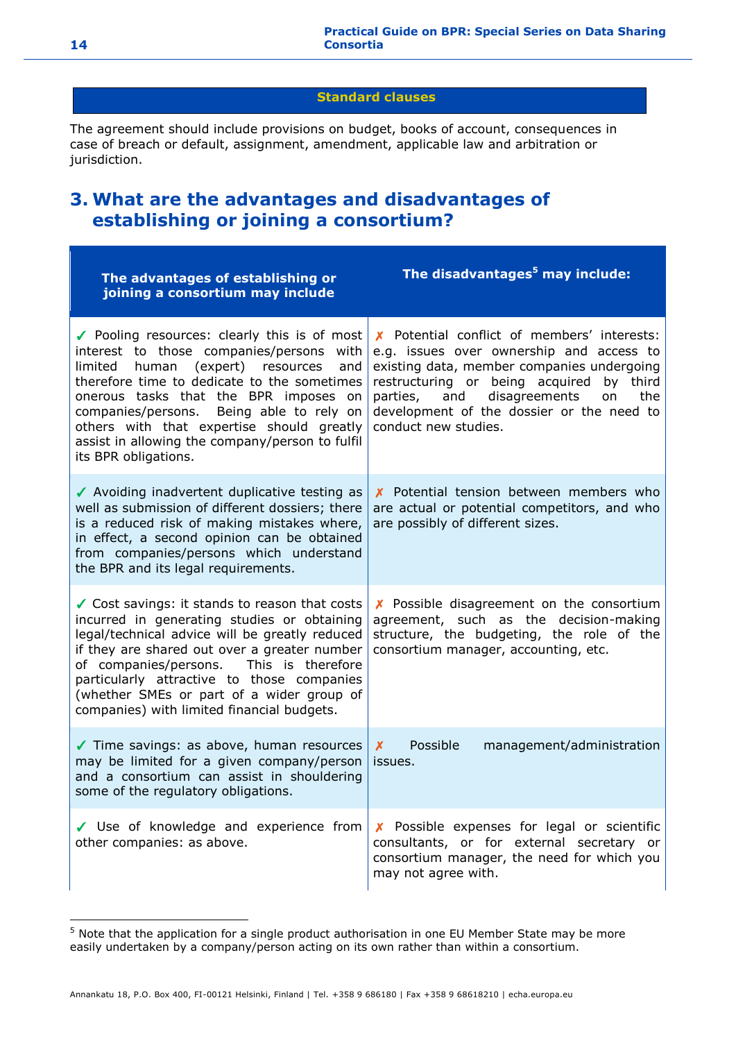**Standard clauses**

The agreement should include provisions on budget, books of account, consequences in case of breach or default, assignment, amendment, applicable law and arbitration or jurisdiction.

## 3. What are the advantages and disadvantages of establishing or joining a consortium?

| The advantages of establishing or joining a consortium may include | The disadvantages[5] may include: |
|---|---|
| ✓ Pooling resources: clearly this is of most interest to those companies/persons with limited human (expert) resources and therefore time to dedicate to the sometimes onerous tasks that the BPR imposes on companies/persons. Being able to rely on others with that expertise should greatly assist in allowing the company/person to fulfil its BPR obligations. | ✗ Potential conflict of members' interests: e.g. issues over ownership and access to existing data, member companies undergoing restructuring or being acquired by third parties, and disagreements on the development of the dossier or the need to conduct new studies. |
| ✓ Avoiding inadvertent duplicative testing as well as submission of different dossiers; there is a reduced risk of making mistakes where, in effect, a second opinion can be obtained from companies/persons which understand the BPR and its legal requirements. | ✗ Potential tension between members who are actual or potential competitors, and who are possibly of different sizes. |
| ✓ Cost savings: it stands to reason that costs incurred in generating studies or obtaining legal/technical advice will be greatly reduced if they are shared out over a greater number of companies/persons. This is therefore particularly attractive to those companies (whether SMEs or part of a wider group of companies) with limited financial budgets. | ✗ Possible disagreement on the consortium agreement, such as the decision-making structure, the budgeting, the role of the consortium manager, accounting, etc. |
| ✓ Time savings: as above, human resources may be limited for a given company/person and a consortium can assist in shouldering some of the regulatory obligations. | ✗ Possible management/administration issues. |
| ✓ Use of knowledge and experience from other companies: as above. | ✗ Possible expenses for legal or scientific consultants, or for external secretary or consortium manager, the need for which you may not agree with. |

[5] Note that the application for a single product authorisation in one EU Member State may be more easily undertaken by a company/person acting on its own rather than within a consortium.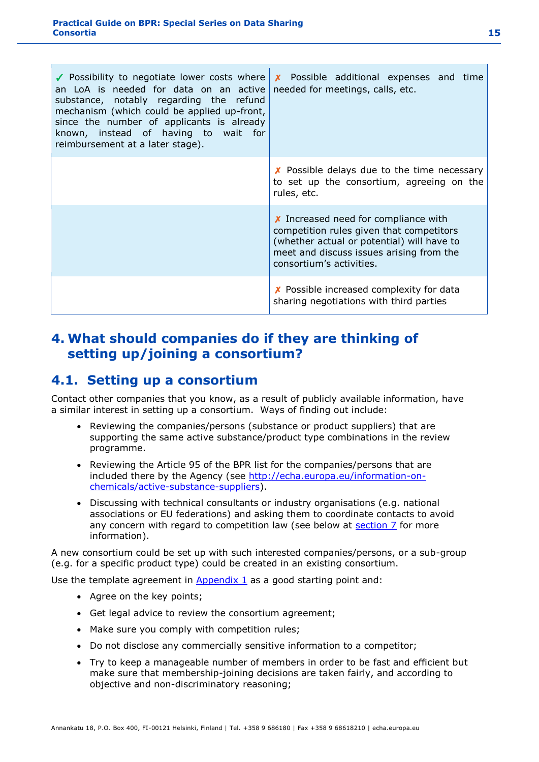| | |
|---|---|
| ✓ Possibility to negotiate lower costs where an LoA is needed for data on an active substance, notably regarding the refund mechanism (which could be applied up-front, since the number of applicants is already known, instead of having to wait for reimbursement at a later stage). | ✗ Possible additional expenses and time needed for meetings, calls, etc. |
| | ✗ Possible delays due to the time necessary to set up the consortium, agreeing on the rules, etc. |
| | ✗ Increased need for compliance with competition rules given that competitors (whether actual or potential) will have to meet and discuss issues arising from the consortium's activities. |
| | ✗ Possible increased complexity for data sharing negotiations with third parties |

# 4. What should companies do if they are thinking of setting up/joining a consortium?

## 4.1. Setting up a consortium

Contact other companies that you know, as a result of publicly available information, have a similar interest in setting up a consortium. Ways of finding out include:

- Reviewing the companies/persons (substance or product suppliers) that are supporting the same active substance/product type combinations in the review programme.
- Reviewing the Article 95 of the BPR list for the companies/persons that are included there by the Agency (see http://echa.europa.eu/information-on-chemicals/active-substance-suppliers).
- Discussing with technical consultants or industry organisations (e.g. national associations or EU federations) and asking them to coordinate contacts to avoid any concern with regard to competition law (see below at section 7 for more information).

A new consortium could be set up with such interested companies/persons, or a sub-group (e.g. for a specific product type) could be created in an existing consortium.

Use the template agreement in Appendix 1 as a good starting point and:

- Agree on the key points;
- Get legal advice to review the consortium agreement;
- Make sure you comply with competition rules;
- Do not disclose any commercially sensitive information to a competitor;
- Try to keep a manageable number of members in order to be fast and efficient but make sure that membership-joining decisions are taken fairly, and according to objective and non-discriminatory reasoning;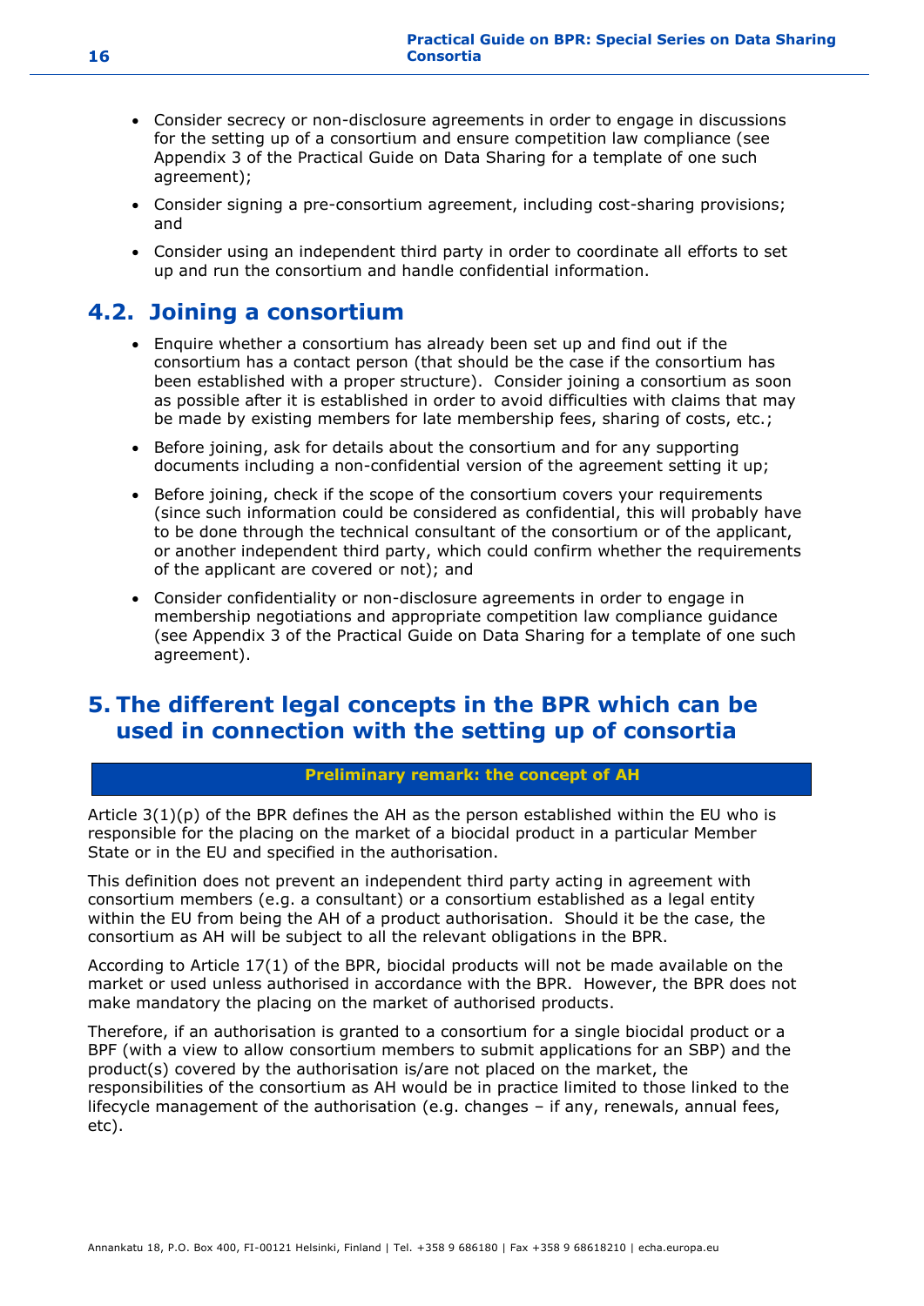- Consider secrecy or non-disclosure agreements in order to engage in discussions for the setting up of a consortium and ensure competition law compliance (see Appendix 3 of the Practical Guide on Data Sharing for a template of one such agreement);
- Consider signing a pre-consortium agreement, including cost-sharing provisions; and
- Consider using an independent third party in order to coordinate all efforts to set up and run the consortium and handle confidential information.

## 4.2. Joining a consortium

- Enquire whether a consortium has already been set up and find out if the consortium has a contact person (that should be the case if the consortium has been established with a proper structure). Consider joining a consortium as soon as possible after it is established in order to avoid difficulties with claims that may be made by existing members for late membership fees, sharing of costs, etc.;
- Before joining, ask for details about the consortium and for any supporting documents including a non-confidential version of the agreement setting it up;
- Before joining, check if the scope of the consortium covers your requirements (since such information could be considered as confidential, this will probably have to be done through the technical consultant of the consortium or of the applicant, or another independent third party, which could confirm whether the requirements of the applicant are covered or not); and
- Consider confidentiality or non-disclosure agreements in order to engage in membership negotiations and appropriate competition law compliance guidance (see Appendix 3 of the Practical Guide on Data Sharing for a template of one such agreement).

# 5. The different legal concepts in the BPR which can be used in connection with the setting up of consortia

**Preliminary remark: the concept of AH**

Article 3(1)(p) of the BPR defines the AH as the person established within the EU who is responsible for the placing on the market of a biocidal product in a particular Member State or in the EU and specified in the authorisation.

This definition does not prevent an independent third party acting in agreement with consortium members (e.g. a consultant) or a consortium established as a legal entity within the EU from being the AH of a product authorisation. Should it be the case, the consortium as AH will be subject to all the relevant obligations in the BPR.

According to Article 17(1) of the BPR, biocidal products will not be made available on the market or used unless authorised in accordance with the BPR. However, the BPR does not make mandatory the placing on the market of authorised products.

Therefore, if an authorisation is granted to a consortium for a single biocidal product or a BPF (with a view to allow consortium members to submit applications for an SBP) and the product(s) covered by the authorisation is/are not placed on the market, the responsibilities of the consortium as AH would be in practice limited to those linked to the lifecycle management of the authorisation (e.g. changes – if any, renewals, annual fees, etc).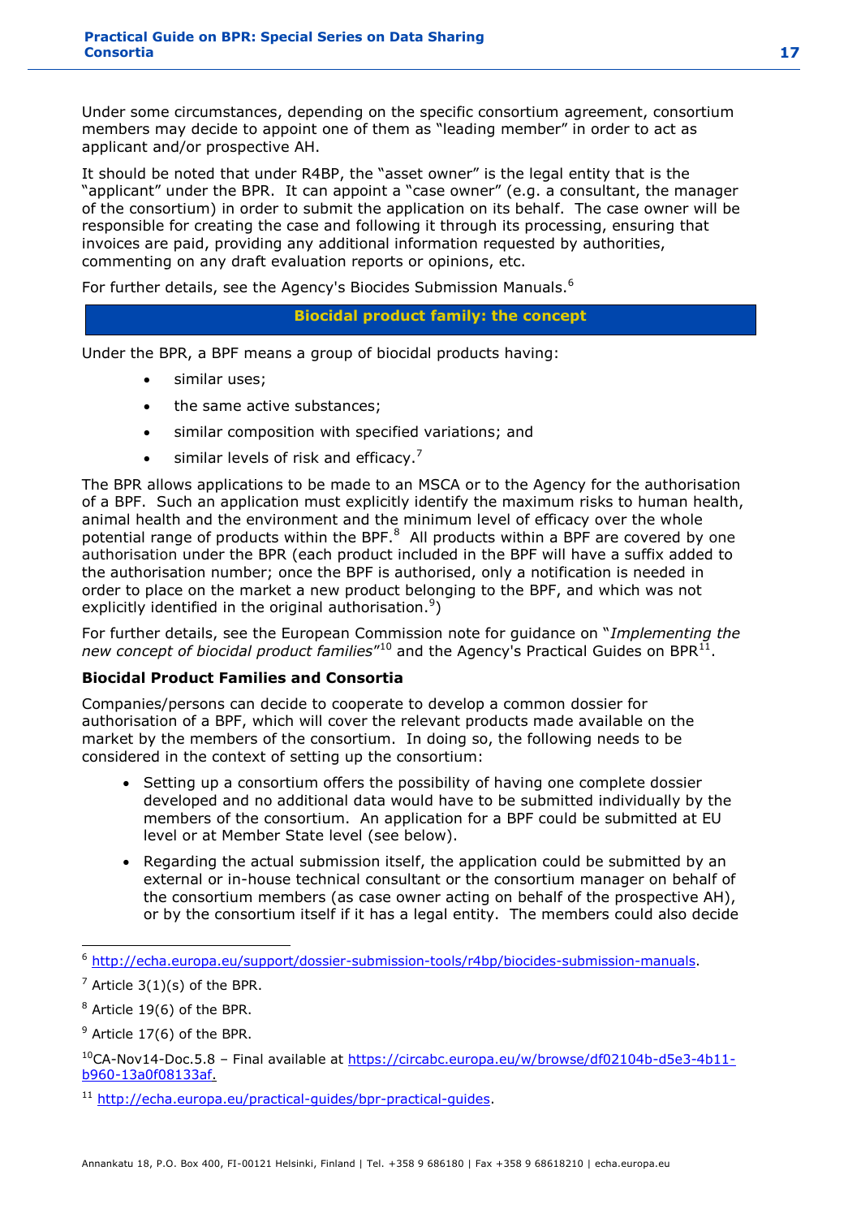Under some circumstances, depending on the specific consortium agreement, consortium members may decide to appoint one of them as "leading member" in order to act as applicant and/or prospective AH.

It should be noted that under R4BP, the "asset owner" is the legal entity that is the "applicant" under the BPR. It can appoint a "case owner" (e.g. a consultant, the manager of the consortium) in order to submit the application on its behalf. The case owner will be responsible for creating the case and following it through its processing, ensuring that invoices are paid, providing any additional information requested by authorities, commenting on any draft evaluation reports or opinions, etc.

For further details, see the Agency's Biocides Submission Manuals.[6]

## Biocidal product family: the concept

Under the BPR, a BPF means a group of biocidal products having:

- similar uses;
- the same active substances;
- similar composition with specified variations; and
- similar levels of risk and efficacy.[7]

The BPR allows applications to be made to an MSCA or to the Agency for the authorisation of a BPF. Such an application must explicitly identify the maximum risks to human health, animal health and the environment and the minimum level of efficacy over the whole potential range of products within the BPF.[8] All products within a BPF are covered by one authorisation under the BPR (each product included in the BPF will have a suffix added to the authorisation number; once the BPF is authorised, only a notification is needed in order to place on the market a new product belonging to the BPF, and which was not explicitly identified in the original authorisation.[9])

For further details, see the European Commission note for guidance on "*Implementing the new concept of biocidal product families*"[10] and the Agency's Practical Guides on BPR[11].

**Biocidal Product Families and Consortia**

Companies/persons can decide to cooperate to develop a common dossier for authorisation of a BPF, which will cover the relevant products made available on the market by the members of the consortium. In doing so, the following needs to be considered in the context of setting up the consortium:

- Setting up a consortium offers the possibility of having one complete dossier developed and no additional data would have to be submitted individually by the members of the consortium. An application for a BPF could be submitted at EU level or at Member State level (see below).
- Regarding the actual submission itself, the application could be submitted by an external or in-house technical consultant or the consortium manager on behalf of the consortium members (as case owner acting on behalf of the prospective AH), or by the consortium itself if it has a legal entity. The members could also decide

---

[6] http://echa.europa.eu/support/dossier-submission-tools/r4bp/biocides-submission-manuals.

[7] Article 3(1)(s) of the BPR.

[8] Article 19(6) of the BPR.

[9] Article 17(6) of the BPR.

[10] CA-Nov14-Doc.5.8 – Final available at https://circabc.europa.eu/w/browse/df02104b-d5e3-4b11-b960-13a0f08133af.

[11] http://echa.europa.eu/practical-guides/bpr-practical-guides.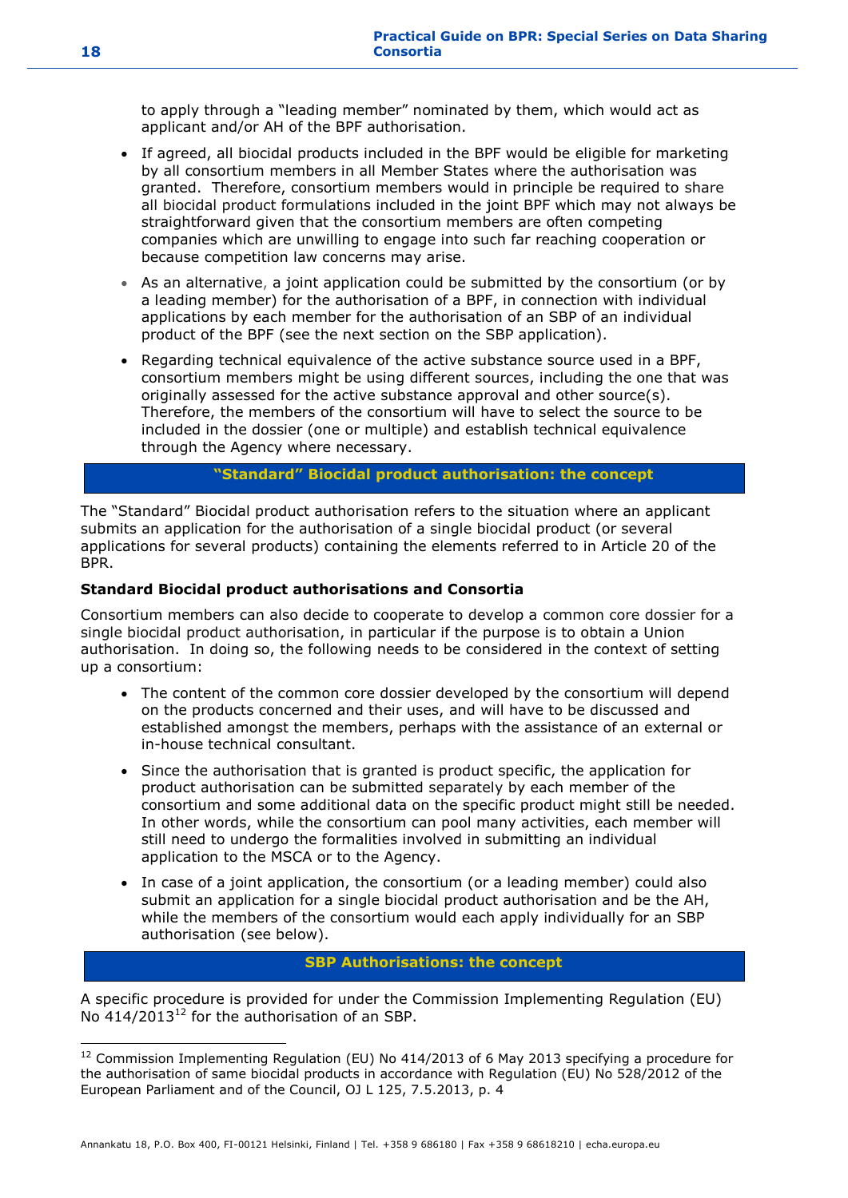to apply through a "leading member" nominated by them, which would act as applicant and/or AH of the BPF authorisation.

- If agreed, all biocidal products included in the BPF would be eligible for marketing by all consortium members in all Member States where the authorisation was granted. Therefore, consortium members would in principle be required to share all biocidal product formulations included in the joint BPF which may not always be straightforward given that the consortium members are often competing companies which are unwilling to engage into such far reaching cooperation or because competition law concerns may arise.
- As an alternative, a joint application could be submitted by the consortium (or by a leading member) for the authorisation of a BPF, in connection with individual applications by each member for the authorisation of an SBP of an individual product of the BPF (see the next section on the SBP application).
- Regarding technical equivalence of the active substance source used in a BPF, consortium members might be using different sources, including the one that was originally assessed for the active substance approval and other source(s). Therefore, the members of the consortium will have to select the source to be included in the dossier (one or multiple) and establish technical equivalence through the Agency where necessary.

## "Standard" Biocidal product authorisation: the concept

The "Standard" Biocidal product authorisation refers to the situation where an applicant submits an application for the authorisation of a single biocidal product (or several applications for several products) containing the elements referred to in Article 20 of the BPR.

**Standard Biocidal product authorisations and Consortia**

Consortium members can also decide to cooperate to develop a common core dossier for a single biocidal product authorisation, in particular if the purpose is to obtain a Union authorisation. In doing so, the following needs to be considered in the context of setting up a consortium:

- The content of the common core dossier developed by the consortium will depend on the products concerned and their uses, and will have to be discussed and established amongst the members, perhaps with the assistance of an external or in-house technical consultant.
- Since the authorisation that is granted is product specific, the application for product authorisation can be submitted separately by each member of the consortium and some additional data on the specific product might still be needed. In other words, while the consortium can pool many activities, each member will still need to undergo the formalities involved in submitting an individual application to the MSCA or to the Agency.
- In case of a joint application, the consortium (or a leading member) could also submit an application for a single biocidal product authorisation and be the AH, while the members of the consortium would each apply individually for an SBP authorisation (see below).

## SBP Authorisations: the concept

A specific procedure is provided for under the Commission Implementing Regulation (EU) No 414/2013[12] for the authorisation of an SBP.

[12] Commission Implementing Regulation (EU) No 414/2013 of 6 May 2013 specifying a procedure for the authorisation of same biocidal products in accordance with Regulation (EU) No 528/2012 of the European Parliament and of the Council, OJ L 125, 7.5.2013, p. 4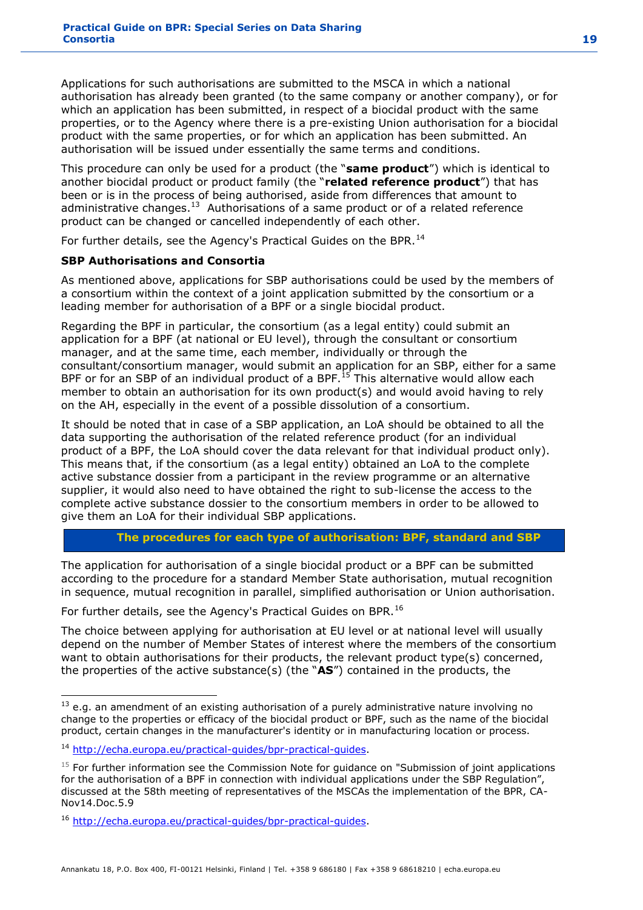Applications for such authorisations are submitted to the MSCA in which a national authorisation has already been granted (to the same company or another company), or for which an application has been submitted, in respect of a biocidal product with the same properties, or to the Agency where there is a pre-existing Union authorisation for a biocidal product with the same properties, or for which an application has been submitted. An authorisation will be issued under essentially the same terms and conditions.

This procedure can only be used for a product (the "**same product**") which is identical to another biocidal product or product family (the "**related reference product**") that has been or is in the process of being authorised, aside from differences that amount to administrative changes.[13] Authorisations of a same product or of a related reference product can be changed or cancelled independently of each other.

For further details, see the Agency's Practical Guides on the BPR.[14]

**SBP Authorisations and Consortia**

As mentioned above, applications for SBP authorisations could be used by the members of a consortium within the context of a joint application submitted by the consortium or a leading member for authorisation of a BPF or a single biocidal product.

Regarding the BPF in particular, the consortium (as a legal entity) could submit an application for a BPF (at national or EU level), through the consultant or consortium manager, and at the same time, each member, individually or through the consultant/consortium manager, would submit an application for an SBP, either for a same BPF or for an SBP of an individual product of a BPF.[15] This alternative would allow each member to obtain an authorisation for its own product(s) and would avoid having to rely on the AH, especially in the event of a possible dissolution of a consortium.

It should be noted that in case of a SBP application, an LoA should be obtained to all the data supporting the authorisation of the related reference product (for an individual product of a BPF, the LoA should cover the data relevant for that individual product only). This means that, if the consortium (as a legal entity) obtained an LoA to the complete active substance dossier from a participant in the review programme or an alternative supplier, it would also need to have obtained the right to sub-license the access to the complete active substance dossier to the consortium members in order to be allowed to give them an LoA for their individual SBP applications.

## The procedures for each type of authorisation: BPF, standard and SBP

The application for authorisation of a single biocidal product or a BPF can be submitted according to the procedure for a standard Member State authorisation, mutual recognition in sequence, mutual recognition in parallel, simplified authorisation or Union authorisation.

For further details, see the Agency's Practical Guides on BPR.[16]

The choice between applying for authorisation at EU level or at national level will usually depend on the number of Member States of interest where the members of the consortium want to obtain authorisations for their products, the relevant product type(s) concerned, the properties of the active substance(s) (the "**AS**") contained in the products, the

---

[13] e.g. an amendment of an existing authorisation of a purely administrative nature involving no change to the properties or efficacy of the biocidal product or BPF, such as the name of the biocidal product, certain changes in the manufacturer's identity or in manufacturing location or process.

[14] http://echa.europa.eu/practical-guides/bpr-practical-guides.

[15] For further information see the Commission Note for guidance on "Submission of joint applications for the authorisation of a BPF in connection with individual applications under the SBP Regulation", discussed at the 58th meeting of representatives of the MSCAs the implementation of the BPR, CA-Nov14.Doc.5.9

[16] http://echa.europa.eu/practical-guides/bpr-practical-guides.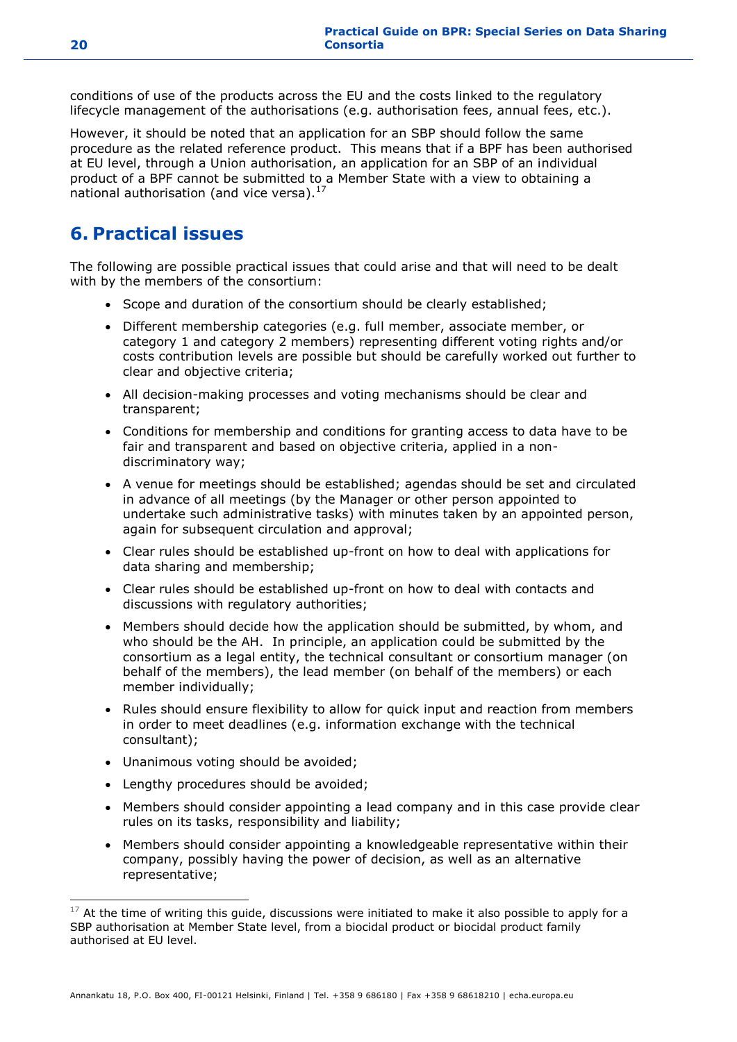conditions of use of the products across the EU and the costs linked to the regulatory lifecycle management of the authorisations (e.g. authorisation fees, annual fees, etc.).

However, it should be noted that an application for an SBP should follow the same procedure as the related reference product. This means that if a BPF has been authorised at EU level, through a Union authorisation, an application for an SBP of an individual product of a BPF cannot be submitted to a Member State with a view to obtaining a national authorisation (and vice versa).[17]

# 6. Practical issues

The following are possible practical issues that could arise and that will need to be dealt with by the members of the consortium:

- Scope and duration of the consortium should be clearly established;
- Different membership categories (e.g. full member, associate member, or category 1 and category 2 members) representing different voting rights and/or costs contribution levels are possible but should be carefully worked out further to clear and objective criteria;
- All decision-making processes and voting mechanisms should be clear and transparent;
- Conditions for membership and conditions for granting access to data have to be fair and transparent and based on objective criteria, applied in a non-discriminatory way;
- A venue for meetings should be established; agendas should be set and circulated in advance of all meetings (by the Manager or other person appointed to undertake such administrative tasks) with minutes taken by an appointed person, again for subsequent circulation and approval;
- Clear rules should be established up-front on how to deal with applications for data sharing and membership;
- Clear rules should be established up-front on how to deal with contacts and discussions with regulatory authorities;
- Members should decide how the application should be submitted, by whom, and who should be the AH. In principle, an application could be submitted by the consortium as a legal entity, the technical consultant or consortium manager (on behalf of the members), the lead member (on behalf of the members) or each member individually;
- Rules should ensure flexibility to allow for quick input and reaction from members in order to meet deadlines (e.g. information exchange with the technical consultant);
- Unanimous voting should be avoided;
- Lengthy procedures should be avoided;
- Members should consider appointing a lead company and in this case provide clear rules on its tasks, responsibility and liability;
- Members should consider appointing a knowledgeable representative within their company, possibly having the power of decision, as well as an alternative representative;

[17] At the time of writing this guide, discussions were initiated to make it also possible to apply for a SBP authorisation at Member State level, from a biocidal product or biocidal product family authorised at EU level.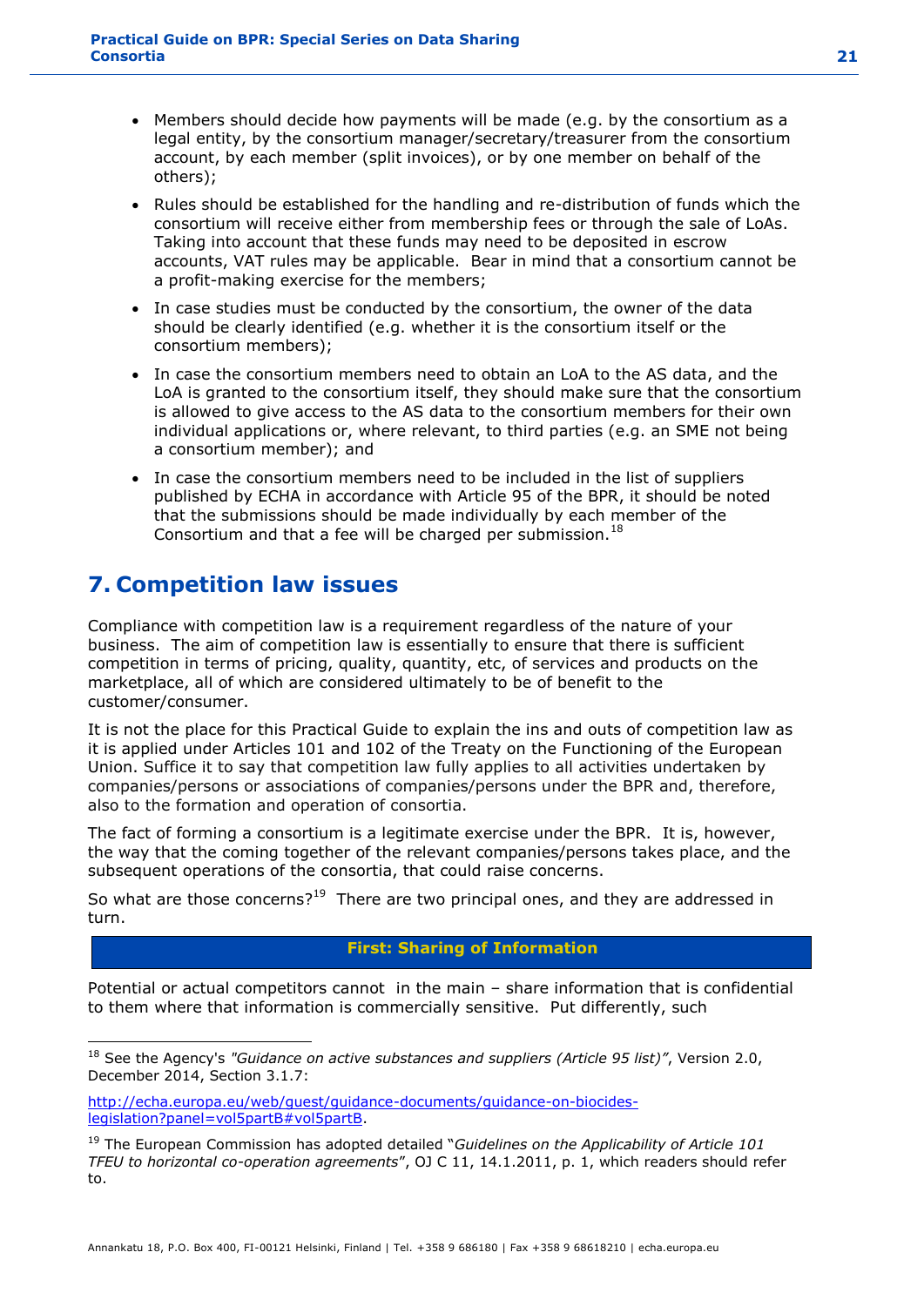- Members should decide how payments will be made (e.g. by the consortium as a legal entity, by the consortium manager/secretary/treasurer from the consortium account, by each member (split invoices), or by one member on behalf of the others);
- Rules should be established for the handling and re-distribution of funds which the consortium will receive either from membership fees or through the sale of LoAs. Taking into account that these funds may need to be deposited in escrow accounts, VAT rules may be applicable. Bear in mind that a consortium cannot be a profit-making exercise for the members;
- In case studies must be conducted by the consortium, the owner of the data should be clearly identified (e.g. whether it is the consortium itself or the consortium members);
- In case the consortium members need to obtain an LoA to the AS data, and the LoA is granted to the consortium itself, they should make sure that the consortium is allowed to give access to the AS data to the consortium members for their own individual applications or, where relevant, to third parties (e.g. an SME not being a consortium member); and
- In case the consortium members need to be included in the list of suppliers published by ECHA in accordance with Article 95 of the BPR, it should be noted that the submissions should be made individually by each member of the Consortium and that a fee will be charged per submission.[18]

# 7. Competition law issues

Compliance with competition law is a requirement regardless of the nature of your business. The aim of competition law is essentially to ensure that there is sufficient competition in terms of pricing, quality, quantity, etc, of services and products on the marketplace, all of which are considered ultimately to be of benefit to the customer/consumer.

It is not the place for this Practical Guide to explain the ins and outs of competition law as it is applied under Articles 101 and 102 of the Treaty on the Functioning of the European Union. Suffice it to say that competition law fully applies to all activities undertaken by companies/persons or associations of companies/persons under the BPR and, therefore, also to the formation and operation of consortia.

The fact of forming a consortium is a legitimate exercise under the BPR. It is, however, the way that the coming together of the relevant companies/persons takes place, and the subsequent operations of the consortia, that could raise concerns.

So what are those concerns?[19] There are two principal ones, and they are addressed in turn.

**First: Sharing of Information**

Potential or actual competitors cannot in the main – share information that is confidential to them where that information is commercially sensitive. Put differently, such

---

[18] See the Agency's *"Guidance on active substances and suppliers (Article 95 list)"*, Version 2.0, December 2014, Section 3.1.7:

http://echa.europa.eu/web/guest/guidance-documents/guidance-on-biocides-legislation?panel=vol5partB#vol5partB.

[19] The European Commission has adopted detailed "*Guidelines on the Applicability of Article 101 TFEU to horizontal co-operation agreements*", OJ C 11, 14.1.2011, p. 1, which readers should refer to.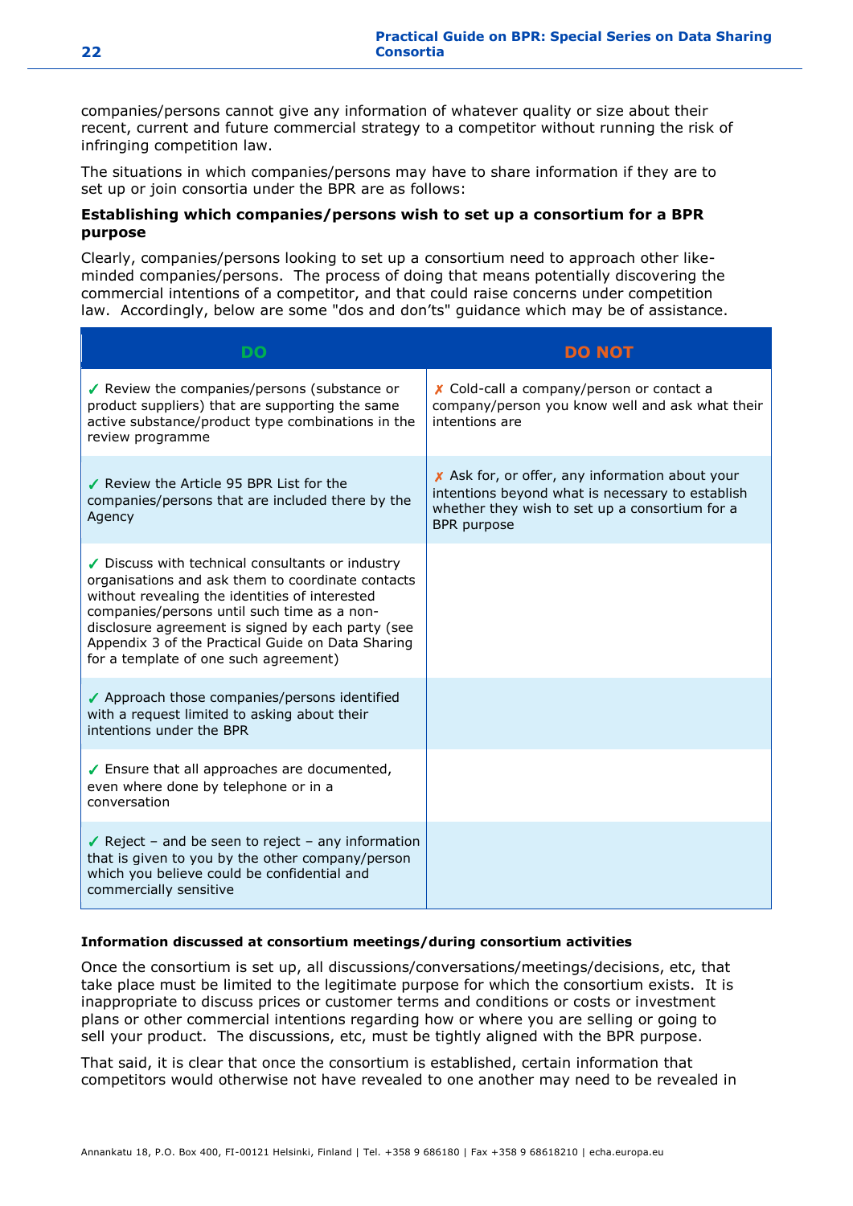companies/persons cannot give any information of whatever quality or size about their recent, current and future commercial strategy to a competitor without running the risk of infringing competition law.

The situations in which companies/persons may have to share information if they are to set up or join consortia under the BPR are as follows:

**Establishing which companies/persons wish to set up a consortium for a BPR purpose**

Clearly, companies/persons looking to set up a consortium need to approach other like-minded companies/persons. The process of doing that means potentially discovering the commercial intentions of a competitor, and that could raise concerns under competition law. Accordingly, below are some "dos and don'ts" guidance which may be of assistance.

| DO | DO NOT |
| --- | --- |
| ✓ Review the companies/persons (substance or product suppliers) that are supporting the same active substance/product type combinations in the review programme | ✗ Cold-call a company/person or contact a company/person you know well and ask what their intentions are |
| ✓ Review the Article 95 BPR List for the companies/persons that are included there by the Agency | ✗ Ask for, or offer, any information about your intentions beyond what is necessary to establish whether they wish to set up a consortium for a BPR purpose |
| ✓ Discuss with technical consultants or industry organisations and ask them to coordinate contacts without revealing the identities of interested companies/persons until such time as a non-disclosure agreement is signed by each party (see Appendix 3 of the Practical Guide on Data Sharing for a template of one such agreement) | |
| ✓ Approach those companies/persons identified with a request limited to asking about their intentions under the BPR | |
| ✓ Ensure that all approaches are documented, even where done by telephone or in a conversation | |
| ✓ Reject – and be seen to reject – any information that is given to you by the other company/person which you believe could be confidential and commercially sensitive | |

**Information discussed at consortium meetings/during consortium activities**

Once the consortium is set up, all discussions/conversations/meetings/decisions, etc, that take place must be limited to the legitimate purpose for which the consortium exists. It is inappropriate to discuss prices or customer terms and conditions or costs or investment plans or other commercial intentions regarding how or where you are selling or going to sell your product. The discussions, etc, must be tightly aligned with the BPR purpose.

That said, it is clear that once the consortium is established, certain information that competitors would otherwise not have revealed to one another may need to be revealed in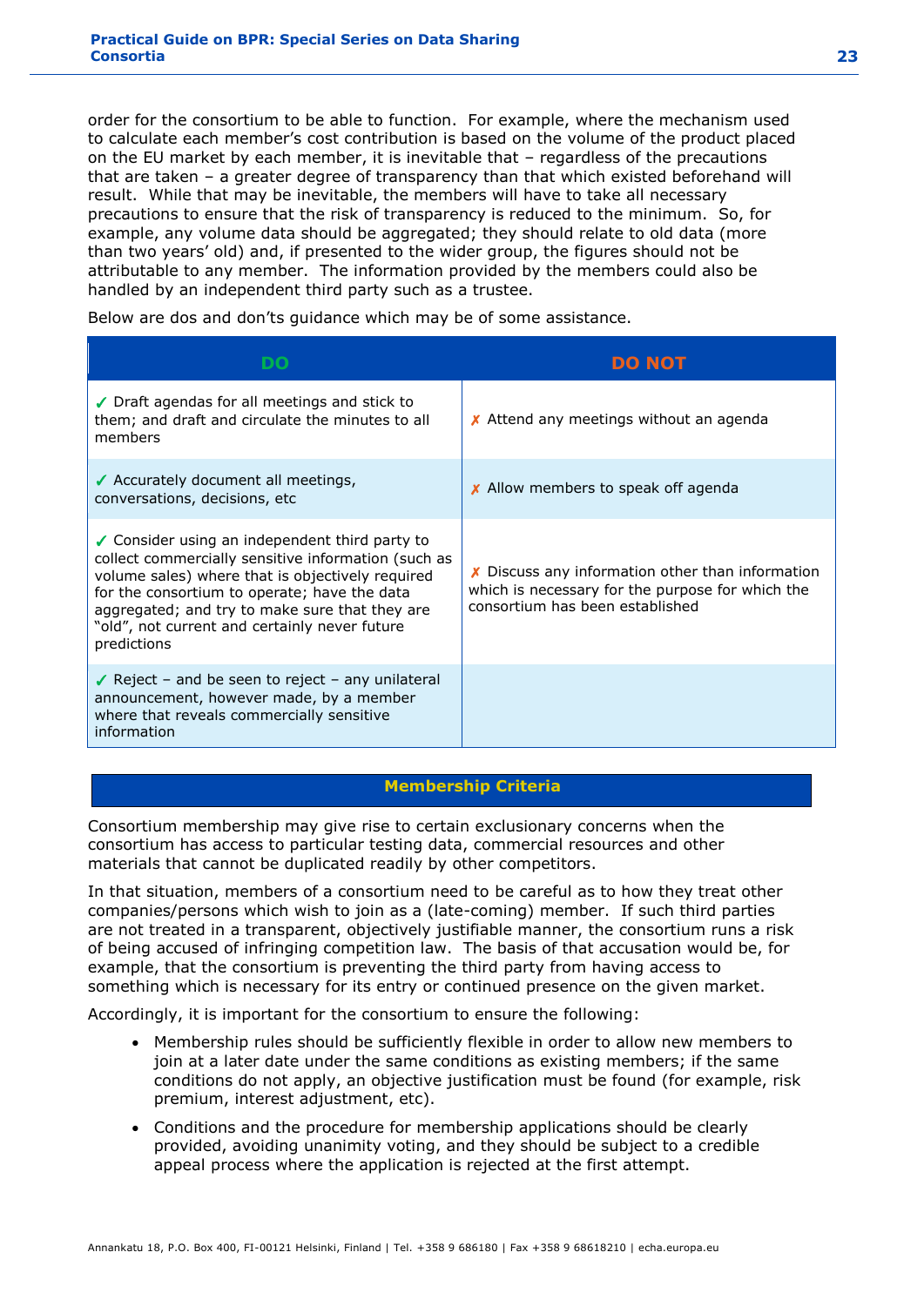order for the consortium to be able to function. For example, where the mechanism used to calculate each member's cost contribution is based on the volume of the product placed on the EU market by each member, it is inevitable that – regardless of the precautions that are taken – a greater degree of transparency than that which existed beforehand will result. While that may be inevitable, the members will have to take all necessary precautions to ensure that the risk of transparency is reduced to the minimum. So, for example, any volume data should be aggregated; they should relate to old data (more than two years' old) and, if presented to the wider group, the figures should not be attributable to any member. The information provided by the members could also be handled by an independent third party such as a trustee.

Below are dos and don'ts guidance which may be of some assistance.

| DO | DO NOT |
|---|---|
| ✓ Draft agendas for all meetings and stick to them; and draft and circulate the minutes to all members | ✗ Attend any meetings without an agenda |
| ✓ Accurately document all meetings, conversations, decisions, etc | ✗ Allow members to speak off agenda |
| ✓ Consider using an independent third party to collect commercially sensitive information (such as volume sales) where that is objectively required for the consortium to operate; have the data aggregated; and try to make sure that they are "old", not current and certainly never future predictions | ✗ Discuss any information other than information which is necessary for the purpose for which the consortium has been established |
| ✓ Reject – and be seen to reject – any unilateral announcement, however made, by a member where that reveals commercially sensitive information | |

## Membership Criteria

Consortium membership may give rise to certain exclusionary concerns when the consortium has access to particular testing data, commercial resources and other materials that cannot be duplicated readily by other competitors.

In that situation, members of a consortium need to be careful as to how they treat other companies/persons which wish to join as a (late-coming) member. If such third parties are not treated in a transparent, objectively justifiable manner, the consortium runs a risk of being accused of infringing competition law. The basis of that accusation would be, for example, that the consortium is preventing the third party from having access to something which is necessary for its entry or continued presence on the given market.

Accordingly, it is important for the consortium to ensure the following:

- Membership rules should be sufficiently flexible in order to allow new members to join at a later date under the same conditions as existing members; if the same conditions do not apply, an objective justification must be found (for example, risk premium, interest adjustment, etc).
- Conditions and the procedure for membership applications should be clearly provided, avoiding unanimity voting, and they should be subject to a credible appeal process where the application is rejected at the first attempt.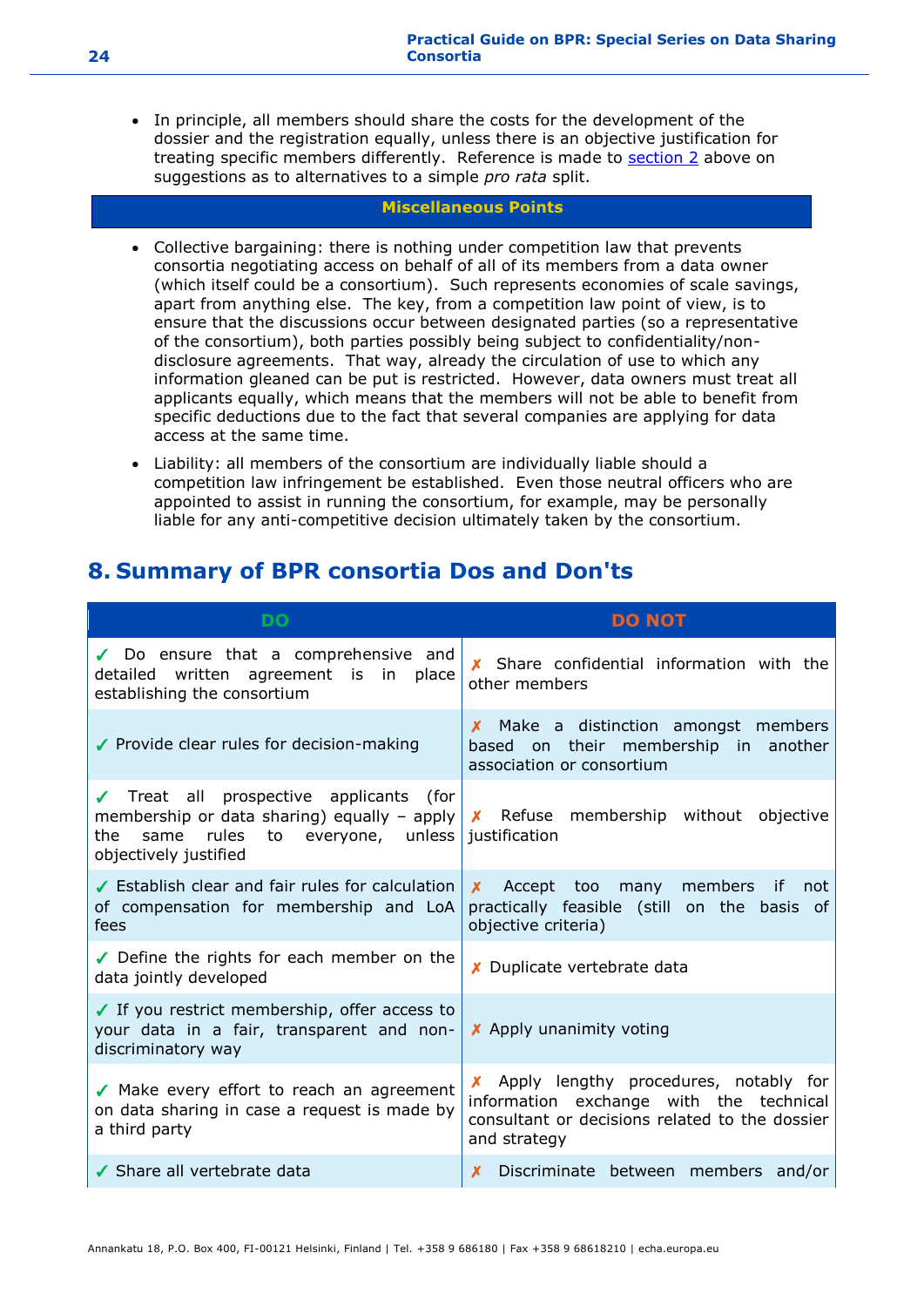- In principle, all members should share the costs for the development of the dossier and the registration equally, unless there is an objective justification for treating specific members differently. Reference is made to section 2 above on suggestions as to alternatives to a simple *pro rata* split.

**Miscellaneous Points**

- Collective bargaining: there is nothing under competition law that prevents consortia negotiating access on behalf of all of its members from a data owner (which itself could be a consortium). Such represents economies of scale savings, apart from anything else. The key, from a competition law point of view, is to ensure that the discussions occur between designated parties (so a representative of the consortium), both parties possibly being subject to confidentiality/non-disclosure agreements. That way, already the circulation of use to which any information gleaned can be put is restricted. However, data owners must treat all applicants equally, which means that the members will not be able to benefit from specific deductions due to the fact that several companies are applying for data access at the same time.
- Liability: all members of the consortium are individually liable should a competition law infringement be established. Even those neutral officers who are appointed to assist in running the consortium, for example, may be personally liable for any anti-competitive decision ultimately taken by the consortium.

## 8. Summary of BPR consortia Dos and Don'ts

| DO | DO NOT |
|---|---|
| ✓ Do ensure that a comprehensive and detailed written agreement is in place establishing the consortium | ✗ Share confidential information with the other members |
| ✓ Provide clear rules for decision-making | ✗ Make a distinction amongst members based on their membership in another association or consortium |
| ✓ Treat all prospective applicants (for membership or data sharing) equally – apply the same rules to everyone, unless objectively justified | ✗ Refuse membership without objective justification |
| ✓ Establish clear and fair rules for calculation of compensation for membership and LoA fees | ✗ Accept too many members if not practically feasible (still on the basis of objective criteria) |
| ✓ Define the rights for each member on the data jointly developed | ✗ Duplicate vertebrate data |
| ✓ If you restrict membership, offer access to your data in a fair, transparent and non-discriminatory way | ✗ Apply unanimity voting |
| ✓ Make every effort to reach an agreement on data sharing in case a request is made by a third party | ✗ Apply lengthy procedures, notably for information exchange with the technical consultant or decisions related to the dossier and strategy |
| ✓ Share all vertebrate data | ✗ Discriminate between members and/or |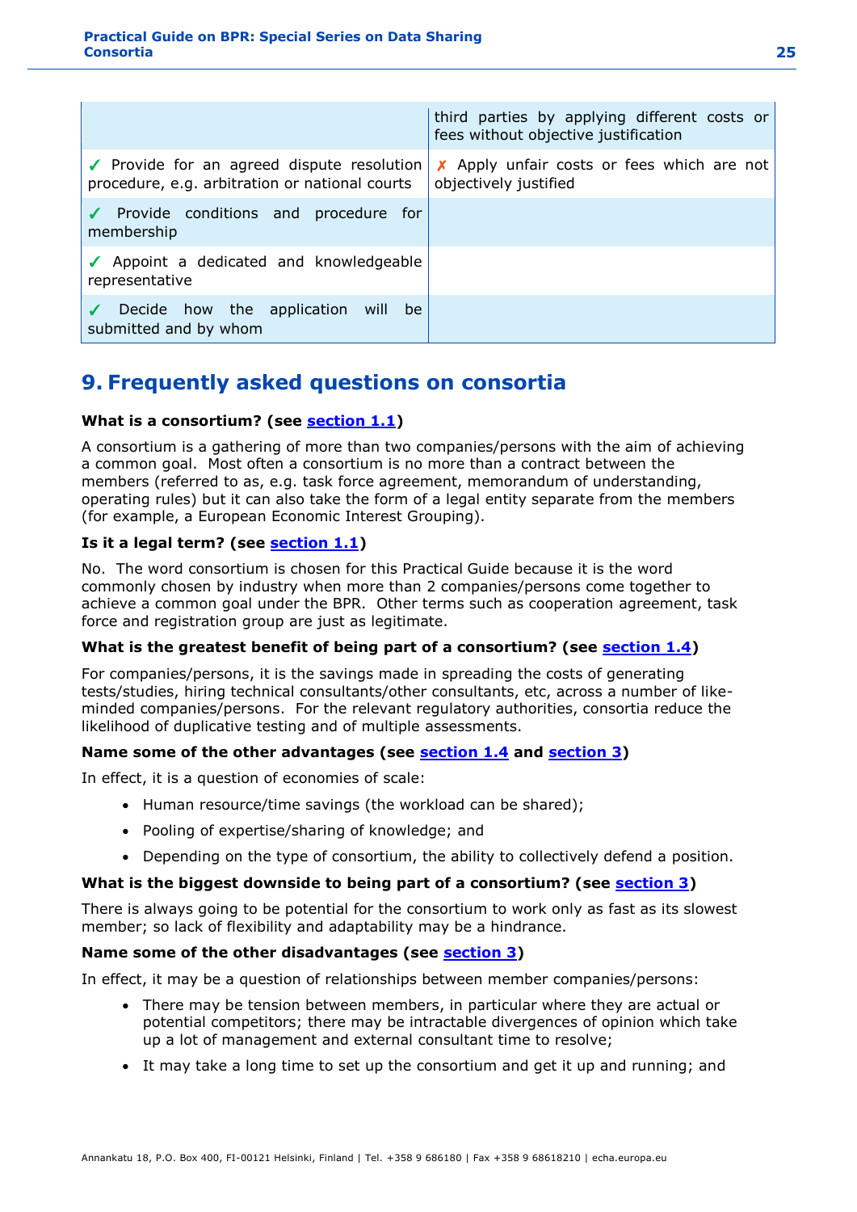| | |
|---|---|
| | third parties by applying different costs or fees without objective justification |
| ✓ Provide for an agreed dispute resolution procedure, e.g. arbitration or national courts | ✗ Apply unfair costs or fees which are not objectively justified |
| ✓ Provide conditions and procedure for membership | |
| ✓ Appoint a dedicated and knowledgeable representative | |
| ✓ Decide how the application will be submitted and by whom | |

# 9. Frequently asked questions on consortia

**What is a consortium? (see section 1.1)**

A consortium is a gathering of more than two companies/persons with the aim of achieving a common goal. Most often a consortium is no more than a contract between the members (referred to as, e.g. task force agreement, memorandum of understanding, operating rules) but it can also take the form of a legal entity separate from the members (for example, a European Economic Interest Grouping).

**Is it a legal term? (see section 1.1)**

No. The word consortium is chosen for this Practical Guide because it is the word commonly chosen by industry when more than 2 companies/persons come together to achieve a common goal under the BPR. Other terms such as cooperation agreement, task force and registration group are just as legitimate.

**What is the greatest benefit of being part of a consortium? (see section 1.4)**

For companies/persons, it is the savings made in spreading the costs of generating tests/studies, hiring technical consultants/other consultants, etc, across a number of like-minded companies/persons. For the relevant regulatory authorities, consortia reduce the likelihood of duplicative testing and of multiple assessments.

**Name some of the other advantages (see section 1.4 and section 3)**

In effect, it is a question of economies of scale:

- Human resource/time savings (the workload can be shared);
- Pooling of expertise/sharing of knowledge; and
- Depending on the type of consortium, the ability to collectively defend a position.

**What is the biggest downside to being part of a consortium? (see section 3)**

There is always going to be potential for the consortium to work only as fast as its slowest member; so lack of flexibility and adaptability may be a hindrance.

**Name some of the other disadvantages (see section 3)**

In effect, it may be a question of relationships between member companies/persons:

- There may be tension between members, in particular where they are actual or potential competitors; there may be intractable divergences of opinion which take up a lot of management and external consultant time to resolve;
- It may take a long time to set up the consortium and get it up and running; and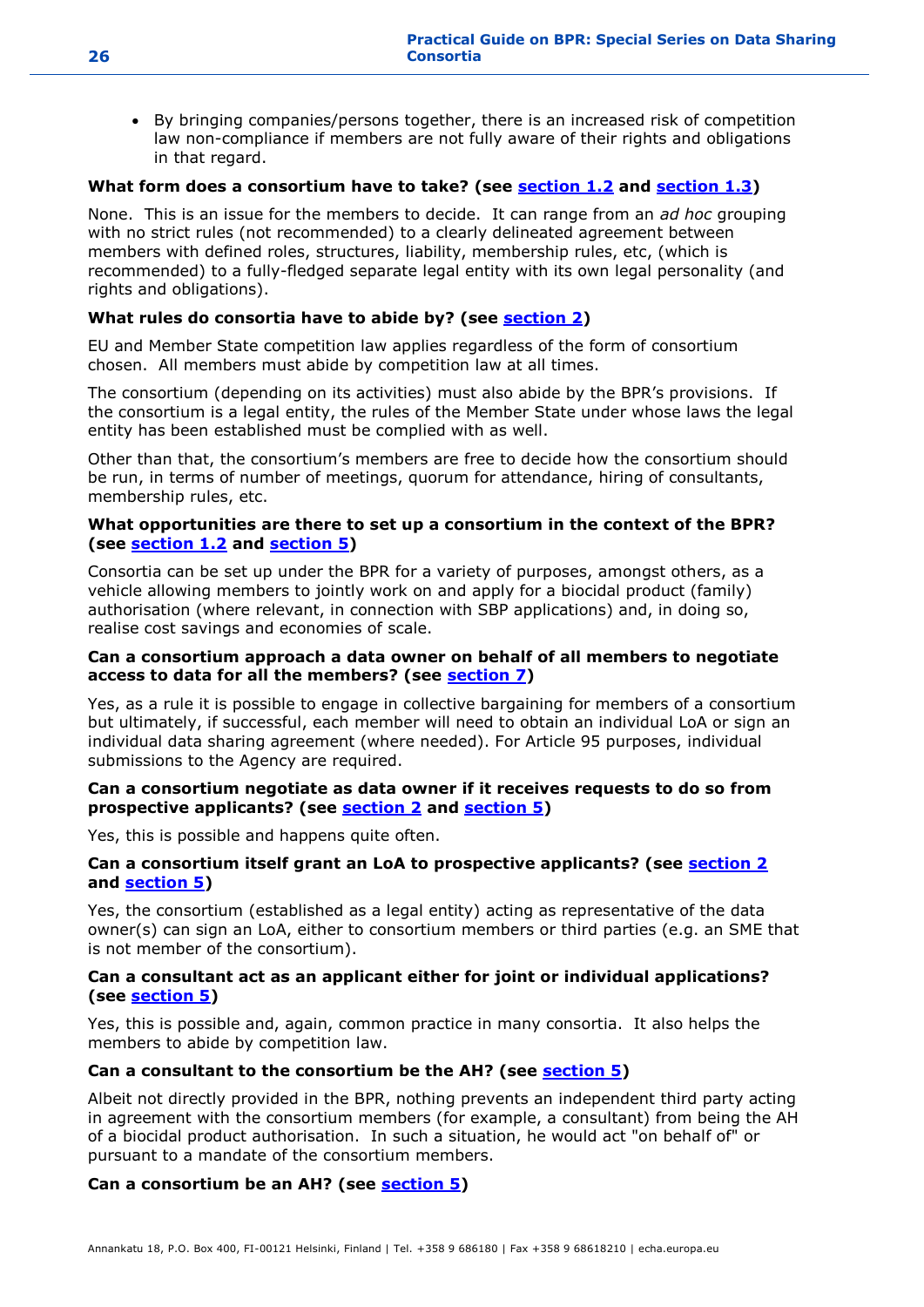- By bringing companies/persons together, there is an increased risk of competition law non-compliance if members are not fully aware of their rights and obligations in that regard.

**What form does a consortium have to take? (see section 1.2 and section 1.3)**

None. This is an issue for the members to decide. It can range from an *ad hoc* grouping with no strict rules (not recommended) to a clearly delineated agreement between members with defined roles, structures, liability, membership rules, etc, (which is recommended) to a fully-fledged separate legal entity with its own legal personality (and rights and obligations).

**What rules do consortia have to abide by? (see section 2)**

EU and Member State competition law applies regardless of the form of consortium chosen. All members must abide by competition law at all times.

The consortium (depending on its activities) must also abide by the BPR's provisions. If the consortium is a legal entity, the rules of the Member State under whose laws the legal entity has been established must be complied with as well.

Other than that, the consortium's members are free to decide how the consortium should be run, in terms of number of meetings, quorum for attendance, hiring of consultants, membership rules, etc.

**What opportunities are there to set up a consortium in the context of the BPR? (see section 1.2 and section 5)**

Consortia can be set up under the BPR for a variety of purposes, amongst others, as a vehicle allowing members to jointly work on and apply for a biocidal product (family) authorisation (where relevant, in connection with SBP applications) and, in doing so, realise cost savings and economies of scale.

**Can a consortium approach a data owner on behalf of all members to negotiate access to data for all the members? (see section 7)**

Yes, as a rule it is possible to engage in collective bargaining for members of a consortium but ultimately, if successful, each member will need to obtain an individual LoA or sign an individual data sharing agreement (where needed). For Article 95 purposes, individual submissions to the Agency are required.

**Can a consortium negotiate as data owner if it receives requests to do so from prospective applicants? (see section 2 and section 5)**

Yes, this is possible and happens quite often.

**Can a consortium itself grant an LoA to prospective applicants? (see section 2 and section 5)**

Yes, the consortium (established as a legal entity) acting as representative of the data owner(s) can sign an LoA, either to consortium members or third parties (e.g. an SME that is not member of the consortium).

**Can a consultant act as an applicant either for joint or individual applications? (see section 5)**

Yes, this is possible and, again, common practice in many consortia. It also helps the members to abide by competition law.

**Can a consultant to the consortium be the AH? (see section 5)**

Albeit not directly provided in the BPR, nothing prevents an independent third party acting in agreement with the consortium members (for example, a consultant) from being the AH of a biocidal product authorisation. In such a situation, he would act "on behalf of" or pursuant to a mandate of the consortium members.

**Can a consortium be an AH? (see section 5)**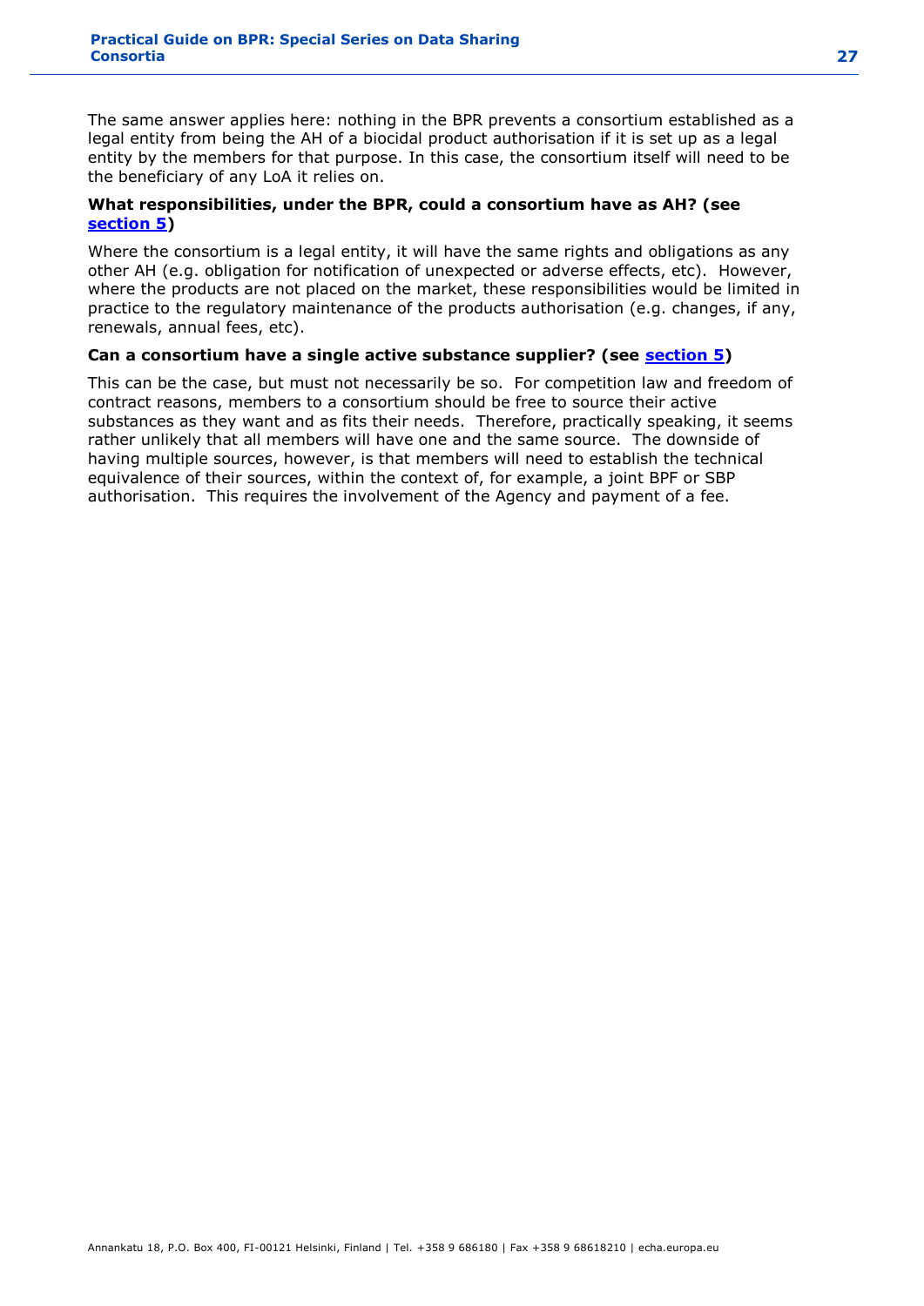The same answer applies here: nothing in the BPR prevents a consortium established as a legal entity from being the AH of a biocidal product authorisation if it is set up as a legal entity by the members for that purpose. In this case, the consortium itself will need to be the beneficiary of any LoA it relies on.

**What responsibilities, under the BPR, could a consortium have as AH? (see section 5)**

Where the consortium is a legal entity, it will have the same rights and obligations as any other AH (e.g. obligation for notification of unexpected or adverse effects, etc). However, where the products are not placed on the market, these responsibilities would be limited in practice to the regulatory maintenance of the products authorisation (e.g. changes, if any, renewals, annual fees, etc).

**Can a consortium have a single active substance supplier? (see section 5)**

This can be the case, but must not necessarily be so. For competition law and freedom of contract reasons, members to a consortium should be free to source their active substances as they want and as fits their needs. Therefore, practically speaking, it seems rather unlikely that all members will have one and the same source. The downside of having multiple sources, however, is that members will need to establish the technical equivalence of their sources, within the context of, for example, a joint BPF or SBP authorisation. This requires the involvement of the Agency and payment of a fee.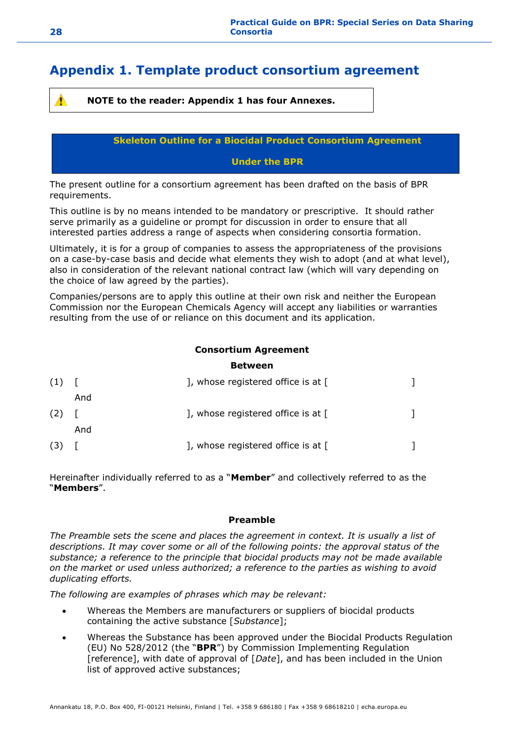# Appendix 1. Template product consortium agreement

> ⚠ **NOTE to the reader: Appendix 1 has four Annexes.**

**Skeleton Outline for a Biocidal Product Consortium Agreement**

**Under the BPR**

The present outline for a consortium agreement has been drafted on the basis of BPR requirements.

This outline is by no means intended to be mandatory or prescriptive. It should rather serve primarily as a guideline or prompt for discussion in order to ensure that all interested parties address a range of aspects when considering consortia formation.

Ultimately, it is for a group of companies to assess the appropriateness of the provisions on a case-by-case basis and decide what elements they wish to adopt (and at what level), also in consideration of the relevant national contract law (which will vary depending on the choice of law agreed by the parties).

Companies/persons are to apply this outline at their own risk and neither the European Commission nor the European Chemicals Agency will accept any liabilities or warranties resulting from the use of or reliance on this document and its application.

**Consortium Agreement**

**Between**

(1) [ ], whose registered office is at [ ]

And

(2) [ ], whose registered office is at [ ]

And

(3) [ ], whose registered office is at [ ]

Hereinafter individually referred to as a "**Member**" and collectively referred to as the "**Members**".

**Preamble**

*The Preamble sets the scene and places the agreement in context. It is usually a list of descriptions. It may cover some or all of the following points: the approval status of the substance; a reference to the principle that biocidal products may not be made available on the market or used unless authorized; a reference to the parties as wishing to avoid duplicating efforts.*

*The following are examples of phrases which may be relevant:*

- Whereas the Members are manufacturers or suppliers of biocidal products containing the active substance [*Substance*];
- Whereas the Substance has been approved under the Biocidal Products Regulation (EU) No 528/2012 (the "**BPR**") by Commission Implementing Regulation [reference], with date of approval of [*Date*], and has been included in the Union list of approved active substances;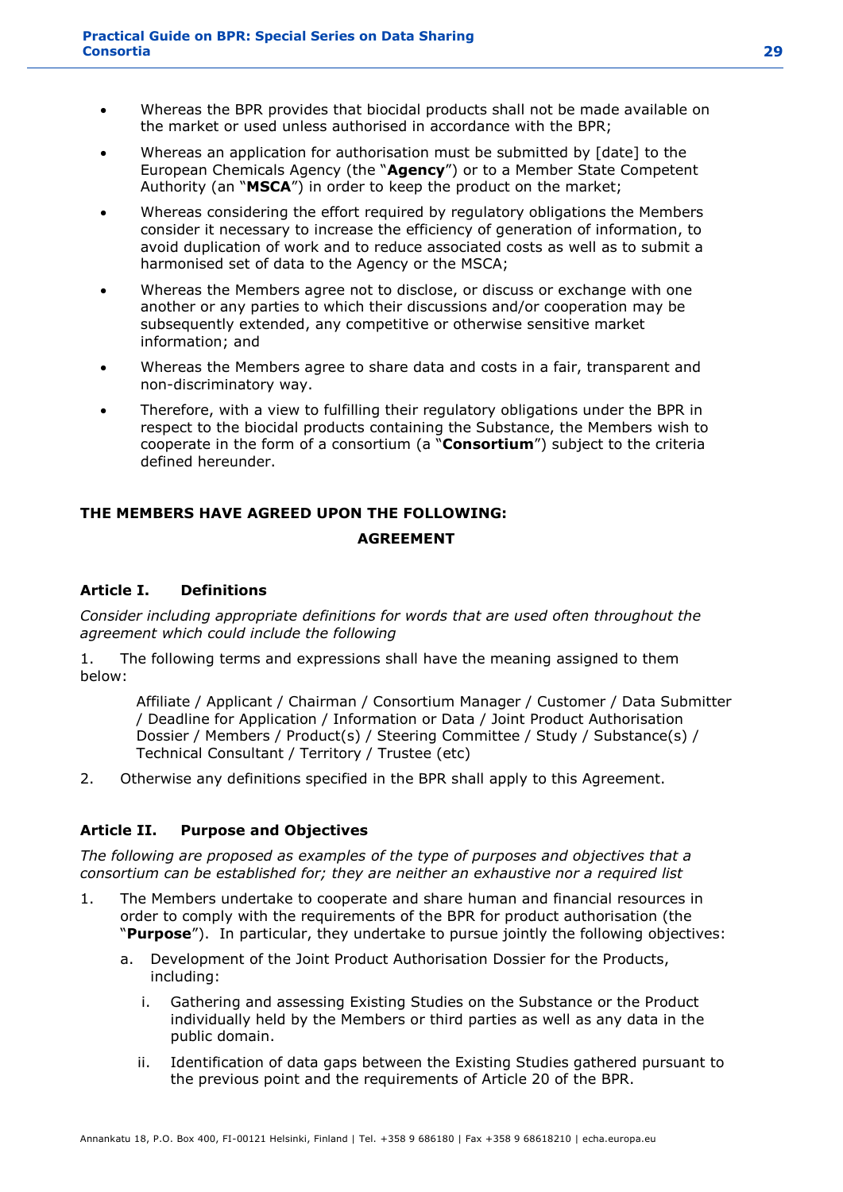- Whereas the BPR provides that biocidal products shall not be made available on the market or used unless authorised in accordance with the BPR;
- Whereas an application for authorisation must be submitted by [date] to the European Chemicals Agency (the "**Agency**") or to a Member State Competent Authority (an "**MSCA**") in order to keep the product on the market;
- Whereas considering the effort required by regulatory obligations the Members consider it necessary to increase the efficiency of generation of information, to avoid duplication of work and to reduce associated costs as well as to submit a harmonised set of data to the Agency or the MSCA;
- Whereas the Members agree not to disclose, or discuss or exchange with one another or any parties to which their discussions and/or cooperation may be subsequently extended, any competitive or otherwise sensitive market information; and
- Whereas the Members agree to share data and costs in a fair, transparent and non-discriminatory way.
- Therefore, with a view to fulfilling their regulatory obligations under the BPR in respect to the biocidal products containing the Substance, the Members wish to cooperate in the form of a consortium (a "**Consortium**") subject to the criteria defined hereunder.

**THE MEMBERS HAVE AGREED UPON THE FOLLOWING:**

**AGREEMENT**

### Article I. Definitions

*Consider including appropriate definitions for words that are used often throughout the agreement which could include the following*

1. The following terms and expressions shall have the meaning assigned to them below:

   Affiliate / Applicant / Chairman / Consortium Manager / Customer / Data Submitter / Deadline for Application / Information or Data / Joint Product Authorisation Dossier / Members / Product(s) / Steering Committee / Study / Substance(s) / Technical Consultant / Territory / Trustee (etc)

2. Otherwise any definitions specified in the BPR shall apply to this Agreement.

### Article II. Purpose and Objectives

*The following are proposed as examples of the type of purposes and objectives that a consortium can be established for; they are neither an exhaustive nor a required list*

1. The Members undertake to cooperate and share human and financial resources in order to comply with the requirements of the BPR for product authorisation (the "**Purpose**"). In particular, they undertake to pursue jointly the following objectives:
   a. Development of the Joint Product Authorisation Dossier for the Products, including:
      i. Gathering and assessing Existing Studies on the Substance or the Product individually held by the Members or third parties as well as any data in the public domain.
      ii. Identification of data gaps between the Existing Studies gathered pursuant to the previous point and the requirements of Article 20 of the BPR.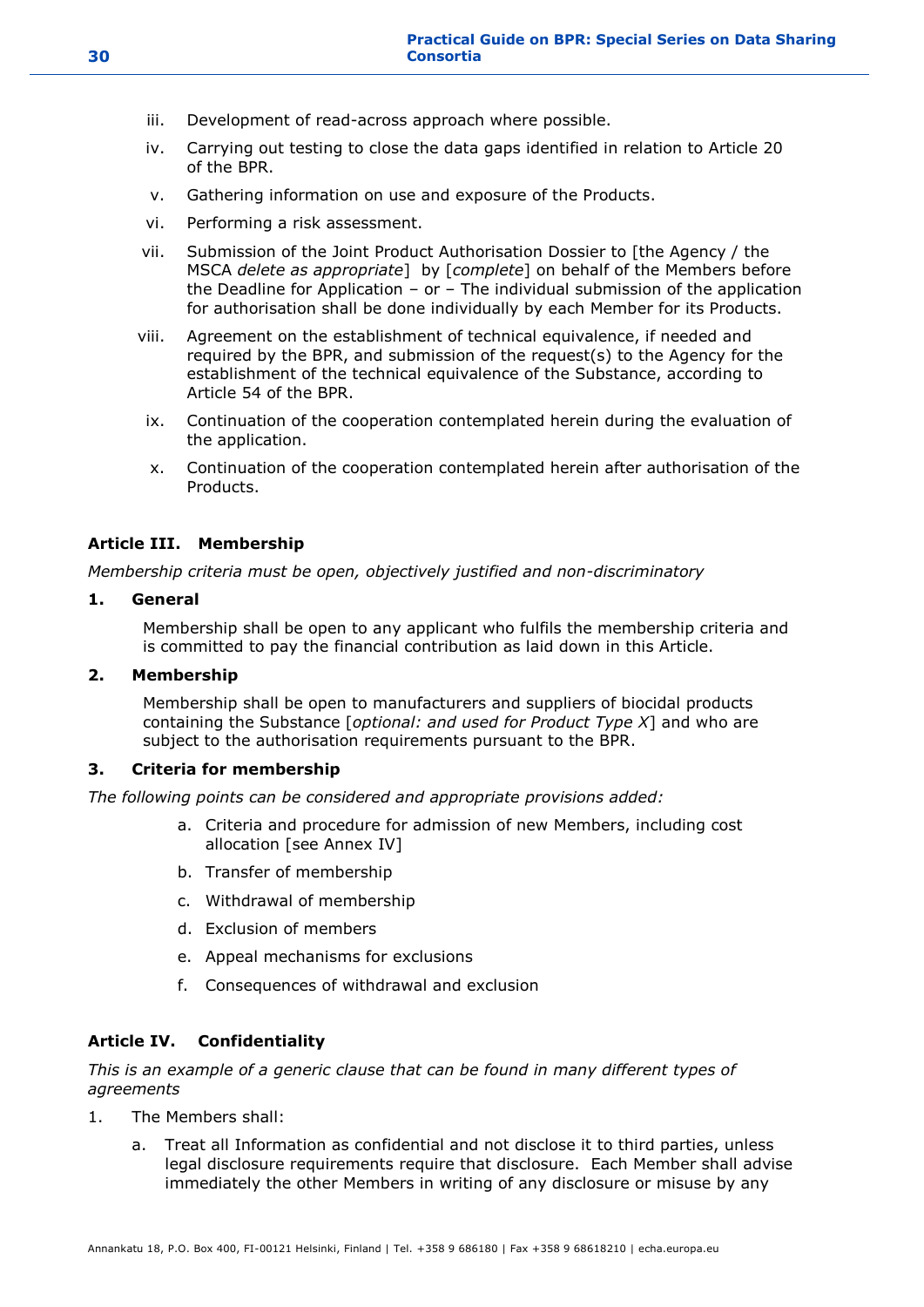iii. Development of read-across approach where possible.

iv. Carrying out testing to close the data gaps identified in relation to Article 20 of the BPR.

v. Gathering information on use and exposure of the Products.

vi. Performing a risk assessment.

vii. Submission of the Joint Product Authorisation Dossier to [the Agency / the MSCA *delete as appropriate*] by [*complete*] on behalf of the Members before the Deadline for Application – or – The individual submission of the application for authorisation shall be done individually by each Member for its Products.

viii. Agreement on the establishment of technical equivalence, if needed and required by the BPR, and submission of the request(s) to the Agency for the establishment of the technical equivalence of the Substance, according to Article 54 of the BPR.

ix. Continuation of the cooperation contemplated herein during the evaluation of the application.

x. Continuation of the cooperation contemplated herein after authorisation of the Products.

### Article III. Membership

*Membership criteria must be open, objectively justified and non-discriminatory*

**1. General**

Membership shall be open to any applicant who fulfils the membership criteria and is committed to pay the financial contribution as laid down in this Article.

**2. Membership**

Membership shall be open to manufacturers and suppliers of biocidal products containing the Substance [*optional: and used for Product Type X*] and who are subject to the authorisation requirements pursuant to the BPR.

**3. Criteria for membership**

*The following points can be considered and appropriate provisions added:*

a. Criteria and procedure for admission of new Members, including cost allocation [see Annex IV]
b. Transfer of membership
c. Withdrawal of membership
d. Exclusion of members
e. Appeal mechanisms for exclusions
f. Consequences of withdrawal and exclusion

### Article IV. Confidentiality

*This is an example of a generic clause that can be found in many different types of agreements*

1. The Members shall:
   a. Treat all Information as confidential and not disclose it to third parties, unless legal disclosure requirements require that disclosure. Each Member shall advise immediately the other Members in writing of any disclosure or misuse by any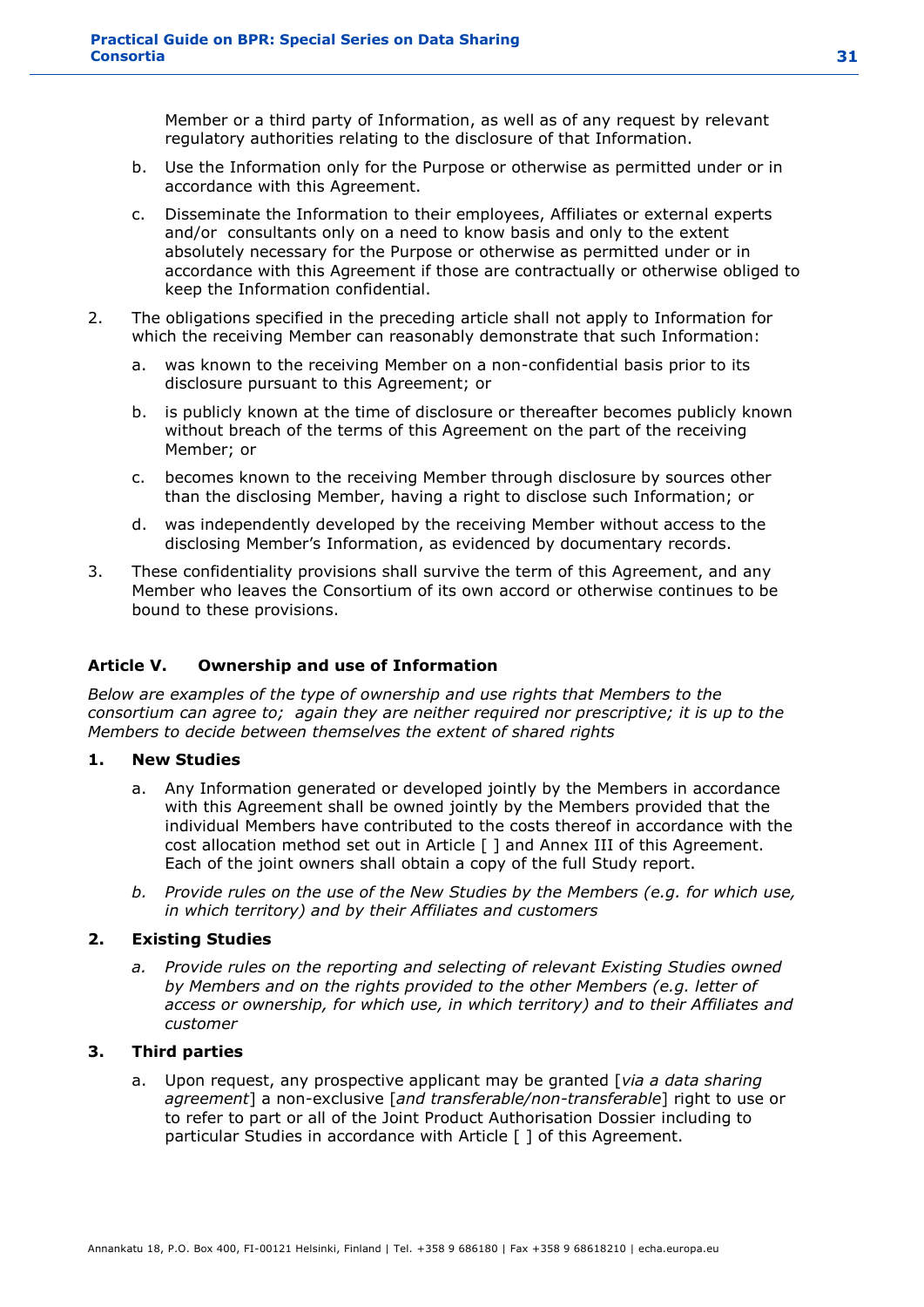Member or a third party of Information, as well as of any request by relevant regulatory authorities relating to the disclosure of that Information.

   b. Use the Information only for the Purpose or otherwise as permitted under or in accordance with this Agreement.

   c. Disseminate the Information to their employees, Affiliates or external experts and/or consultants only on a need to know basis and only to the extent absolutely necessary for the Purpose or otherwise as permitted under or in accordance with this Agreement if those are contractually or otherwise obliged to keep the Information confidential.

2. The obligations specified in the preceding article shall not apply to Information for which the receiving Member can reasonably demonstrate that such Information:

   a. was known to the receiving Member on a non-confidential basis prior to its disclosure pursuant to this Agreement; or

   b. is publicly known at the time of disclosure or thereafter becomes publicly known without breach of the terms of this Agreement on the part of the receiving Member; or

   c. becomes known to the receiving Member through disclosure by sources other than the disclosing Member, having a right to disclose such Information; or

   d. was independently developed by the receiving Member without access to the disclosing Member's Information, as evidenced by documentary records.

3. These confidentiality provisions shall survive the term of this Agreement, and any Member who leaves the Consortium of its own accord or otherwise continues to be bound to these provisions.

### Article V. Ownership and use of Information

*Below are examples of the type of ownership and use rights that Members to the consortium can agree to; again they are neither required nor prescriptive; it is up to the Members to decide between themselves the extent of shared rights*

**1. New Studies**

   a. Any Information generated or developed jointly by the Members in accordance with this Agreement shall be owned jointly by the Members provided that the individual Members have contributed to the costs thereof in accordance with the cost allocation method set out in Article [ ] and Annex III of this Agreement. Each of the joint owners shall obtain a copy of the full Study report.

   *b. Provide rules on the use of the New Studies by the Members (e.g. for which use, in which territory) and by their Affiliates and customers*

**2. Existing Studies**

   *a. Provide rules on the reporting and selecting of relevant Existing Studies owned by Members and on the rights provided to the other Members (e.g. letter of access or ownership, for which use, in which territory) and to their Affiliates and customer*

**3. Third parties**

   a. Upon request, any prospective applicant may be granted [*via a data sharing agreement*] a non-exclusive [*and transferable/non-transferable*] right to use or to refer to part or all of the Joint Product Authorisation Dossier including to particular Studies in accordance with Article [ ] of this Agreement.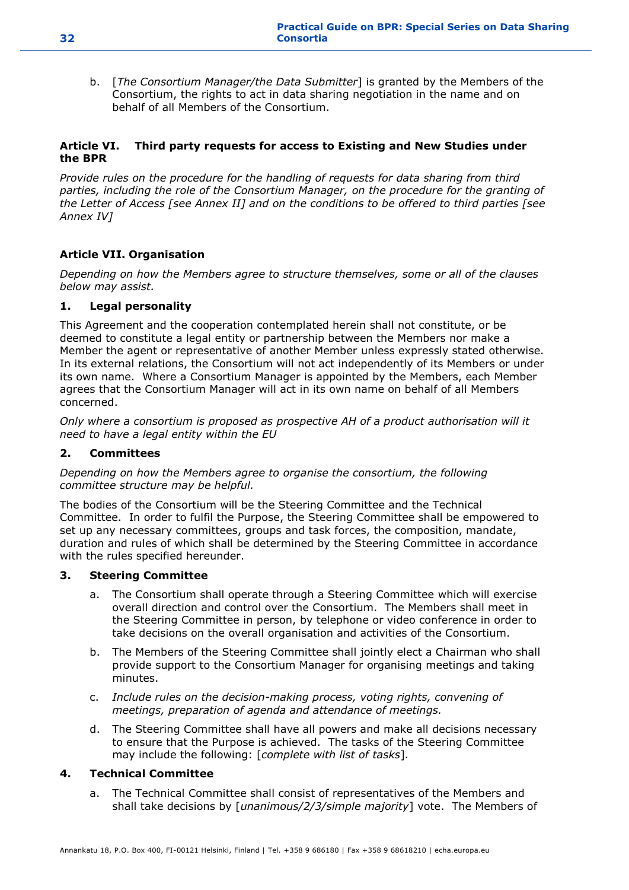b. [*The Consortium Manager/the Data Submitter*] is granted by the Members of the Consortium, the rights to act in data sharing negotiation in the name and on behalf of all Members of the Consortium.

### Article VI. Third party requests for access to Existing and New Studies under the BPR

*Provide rules on the procedure for the handling of requests for data sharing from third parties, including the role of the Consortium Manager, on the procedure for the granting of the Letter of Access [see Annex II] and on the conditions to be offered to third parties [see Annex IV]*

### Article VII. Organisation

*Depending on how the Members agree to structure themselves, some or all of the clauses below may assist.*

#### 1. Legal personality

This Agreement and the cooperation contemplated herein shall not constitute, or be deemed to constitute a legal entity or partnership between the Members nor make a Member the agent or representative of another Member unless expressly stated otherwise. In its external relations, the Consortium will not act independently of its Members or under its own name. Where a Consortium Manager is appointed by the Members, each Member agrees that the Consortium Manager will act in its own name on behalf of all Members concerned.

*Only where a consortium is proposed as prospective AH of a product authorisation will it need to have a legal entity within the EU*

#### 2. Committees

*Depending on how the Members agree to organise the consortium, the following committee structure may be helpful.*

The bodies of the Consortium will be the Steering Committee and the Technical Committee. In order to fulfil the Purpose, the Steering Committee shall be empowered to set up any necessary committees, groups and task forces, the composition, mandate, duration and rules of which shall be determined by the Steering Committee in accordance with the rules specified hereunder.

#### 3. Steering Committee

a. The Consortium shall operate through a Steering Committee which will exercise overall direction and control over the Consortium. The Members shall meet in the Steering Committee in person, by telephone or video conference in order to take decisions on the overall organisation and activities of the Consortium.

b. The Members of the Steering Committee shall jointly elect a Chairman who shall provide support to the Consortium Manager for organising meetings and taking minutes.

c. *Include rules on the decision-making process, voting rights, convening of meetings, preparation of agenda and attendance of meetings.*

d. The Steering Committee shall have all powers and make all decisions necessary to ensure that the Purpose is achieved. The tasks of the Steering Committee may include the following: [*complete with list of tasks*].

#### 4. Technical Committee

a. The Technical Committee shall consist of representatives of the Members and shall take decisions by [*unanimous/2/3/simple majority*] vote. The Members of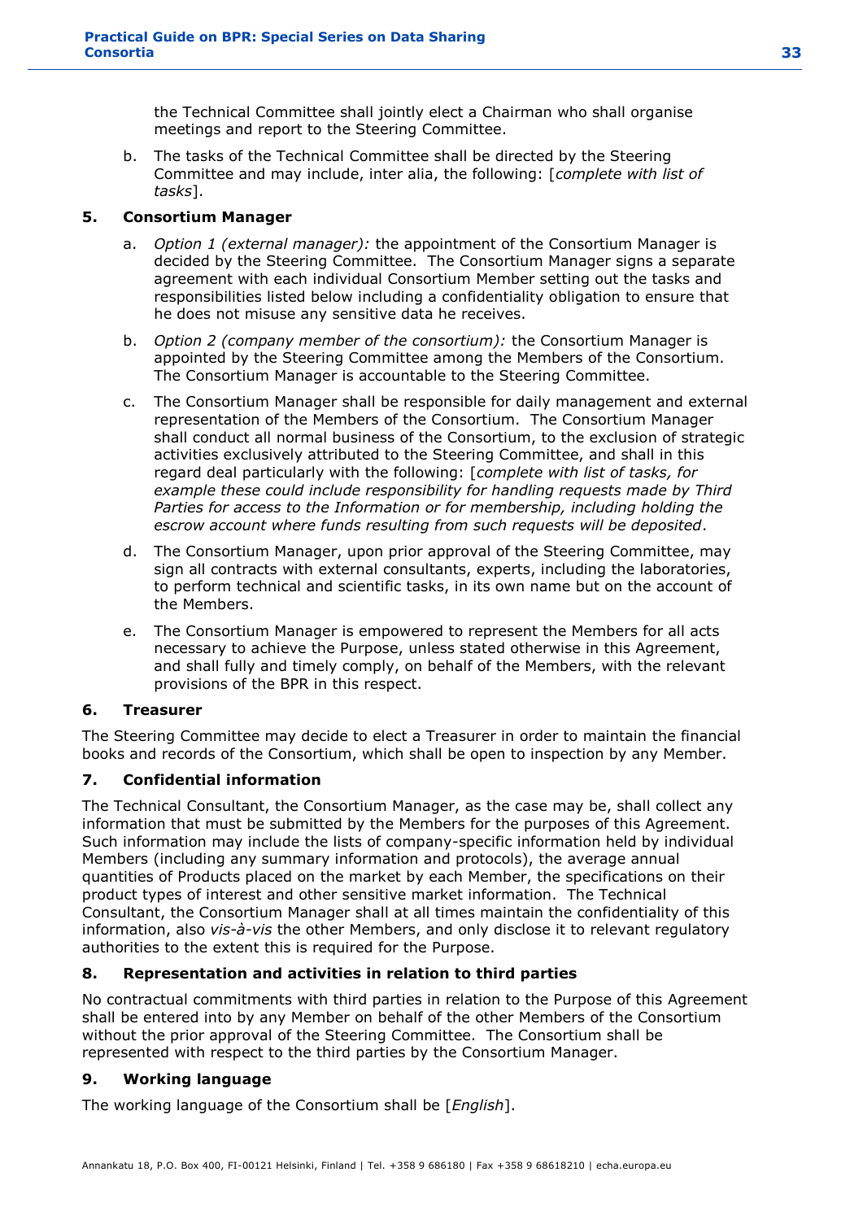the Technical Committee shall jointly elect a Chairman who shall organise meetings and report to the Steering Committee.

b. The tasks of the Technical Committee shall be directed by the Steering Committee and may include, inter alia, the following: [*complete with list of tasks*].

**5. Consortium Manager**

a. *Option 1 (external manager):* the appointment of the Consortium Manager is decided by the Steering Committee. The Consortium Manager signs a separate agreement with each individual Consortium Member setting out the tasks and responsibilities listed below including a confidentiality obligation to ensure that he does not misuse any sensitive data he receives.

b. *Option 2 (company member of the consortium):* the Consortium Manager is appointed by the Steering Committee among the Members of the Consortium. The Consortium Manager is accountable to the Steering Committee.

c. The Consortium Manager shall be responsible for daily management and external representation of the Members of the Consortium. The Consortium Manager shall conduct all normal business of the Consortium, to the exclusion of strategic activities exclusively attributed to the Steering Committee, and shall in this regard deal particularly with the following: [*complete with list of tasks, for example these could include responsibility for handling requests made by Third Parties for access to the Information or for membership, including holding the escrow account where funds resulting from such requests will be deposited*.

d. The Consortium Manager, upon prior approval of the Steering Committee, may sign all contracts with external consultants, experts, including the laboratories, to perform technical and scientific tasks, in its own name but on the account of the Members.

e. The Consortium Manager is empowered to represent the Members for all acts necessary to achieve the Purpose, unless stated otherwise in this Agreement, and shall fully and timely comply, on behalf of the Members, with the relevant provisions of the BPR in this respect.

**6. Treasurer**

The Steering Committee may decide to elect a Treasurer in order to maintain the financial books and records of the Consortium, which shall be open to inspection by any Member.

**7. Confidential information**

The Technical Consultant, the Consortium Manager, as the case may be, shall collect any information that must be submitted by the Members for the purposes of this Agreement. Such information may include the lists of company-specific information held by individual Members (including any summary information and protocols), the average annual quantities of Products placed on the market by each Member, the specifications on their product types of interest and other sensitive market information. The Technical Consultant, the Consortium Manager shall at all times maintain the confidentiality of this information, also *vis-à-vis* the other Members, and only disclose it to relevant regulatory authorities to the extent this is required for the Purpose.

**8. Representation and activities in relation to third parties**

No contractual commitments with third parties in relation to the Purpose of this Agreement shall be entered into by any Member on behalf of the other Members of the Consortium without the prior approval of the Steering Committee. The Consortium shall be represented with respect to the third parties by the Consortium Manager.

**9. Working language**

The working language of the Consortium shall be [*English*].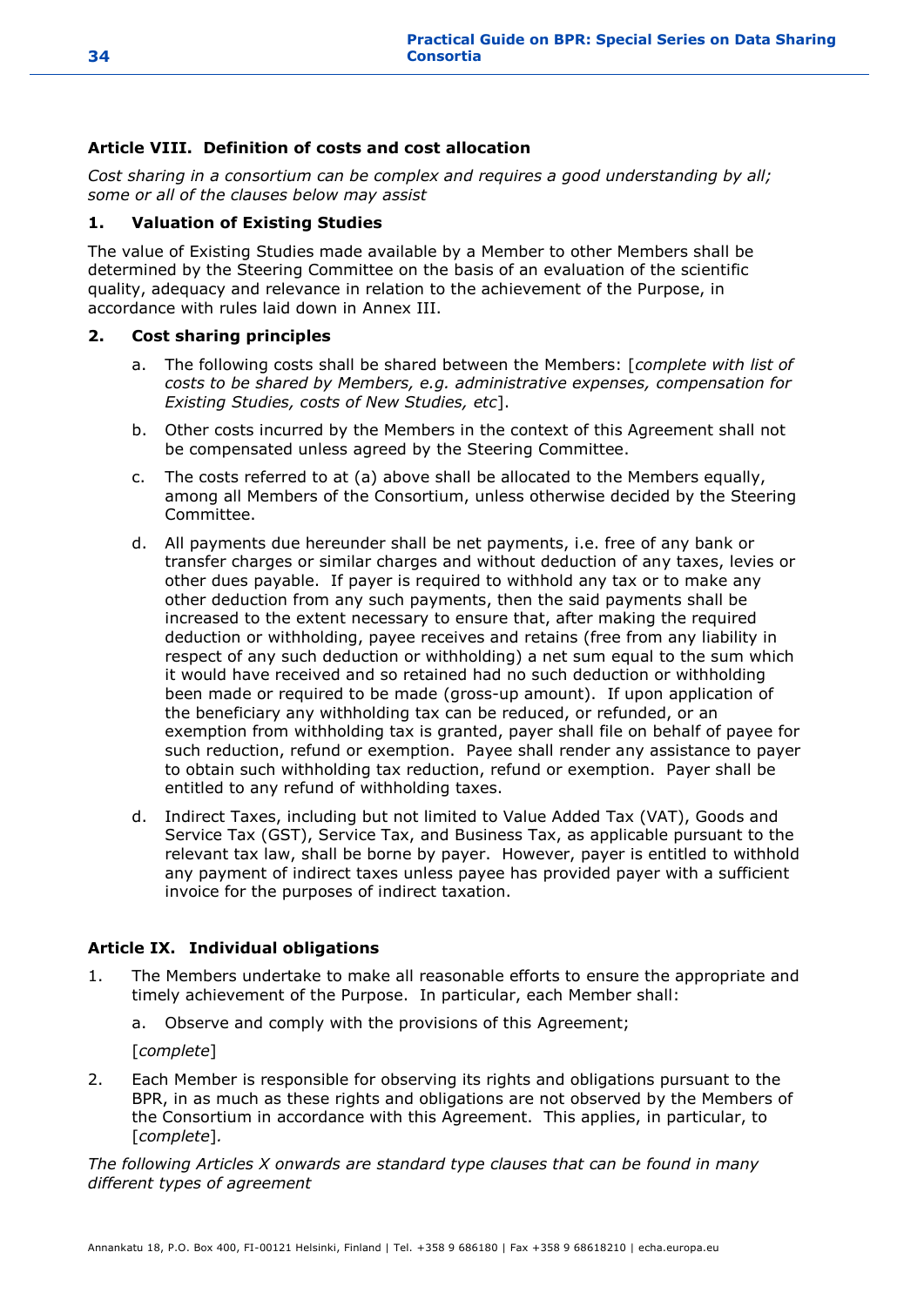### Article VIII. Definition of costs and cost allocation

*Cost sharing in a consortium can be complex and requires a good understanding by all; some or all of the clauses below may assist*

#### 1. Valuation of Existing Studies

The value of Existing Studies made available by a Member to other Members shall be determined by the Steering Committee on the basis of an evaluation of the scientific quality, adequacy and relevance in relation to the achievement of the Purpose, in accordance with rules laid down in Annex III.

#### 2. Cost sharing principles

a. The following costs shall be shared between the Members: [*complete with list of costs to be shared by Members, e.g. administrative expenses, compensation for Existing Studies, costs of New Studies, etc*].

b. Other costs incurred by the Members in the context of this Agreement shall not be compensated unless agreed by the Steering Committee.

c. The costs referred to at (a) above shall be allocated to the Members equally, among all Members of the Consortium, unless otherwise decided by the Steering Committee.

d. All payments due hereunder shall be net payments, i.e. free of any bank or transfer charges or similar charges and without deduction of any taxes, levies or other dues payable. If payer is required to withhold any tax or to make any other deduction from any such payments, then the said payments shall be increased to the extent necessary to ensure that, after making the required deduction or withholding, payee receives and retains (free from any liability in respect of any such deduction or withholding) a net sum equal to the sum which it would have received and so retained had no such deduction or withholding been made or required to be made (gross-up amount). If upon application of the beneficiary any withholding tax can be reduced, or refunded, or an exemption from withholding tax is granted, payer shall file on behalf of payee for such reduction, refund or exemption. Payee shall render any assistance to payer to obtain such withholding tax reduction, refund or exemption. Payer shall be entitled to any refund of withholding taxes.

d. Indirect Taxes, including but not limited to Value Added Tax (VAT), Goods and Service Tax (GST), Service Tax, and Business Tax, as applicable pursuant to the relevant tax law, shall be borne by payer. However, payer is entitled to withhold any payment of indirect taxes unless payee has provided payer with a sufficient invoice for the purposes of indirect taxation.

### Article IX. Individual obligations

1. The Members undertake to make all reasonable efforts to ensure the appropriate and timely achievement of the Purpose. In particular, each Member shall:

   a. Observe and comply with the provisions of this Agreement;

   [*complete*]

2. Each Member is responsible for observing its rights and obligations pursuant to the BPR, in as much as these rights and obligations are not observed by the Members of the Consortium in accordance with this Agreement. This applies, in particular, to [*complete*].

*The following Articles X onwards are standard type clauses that can be found in many different types of agreement*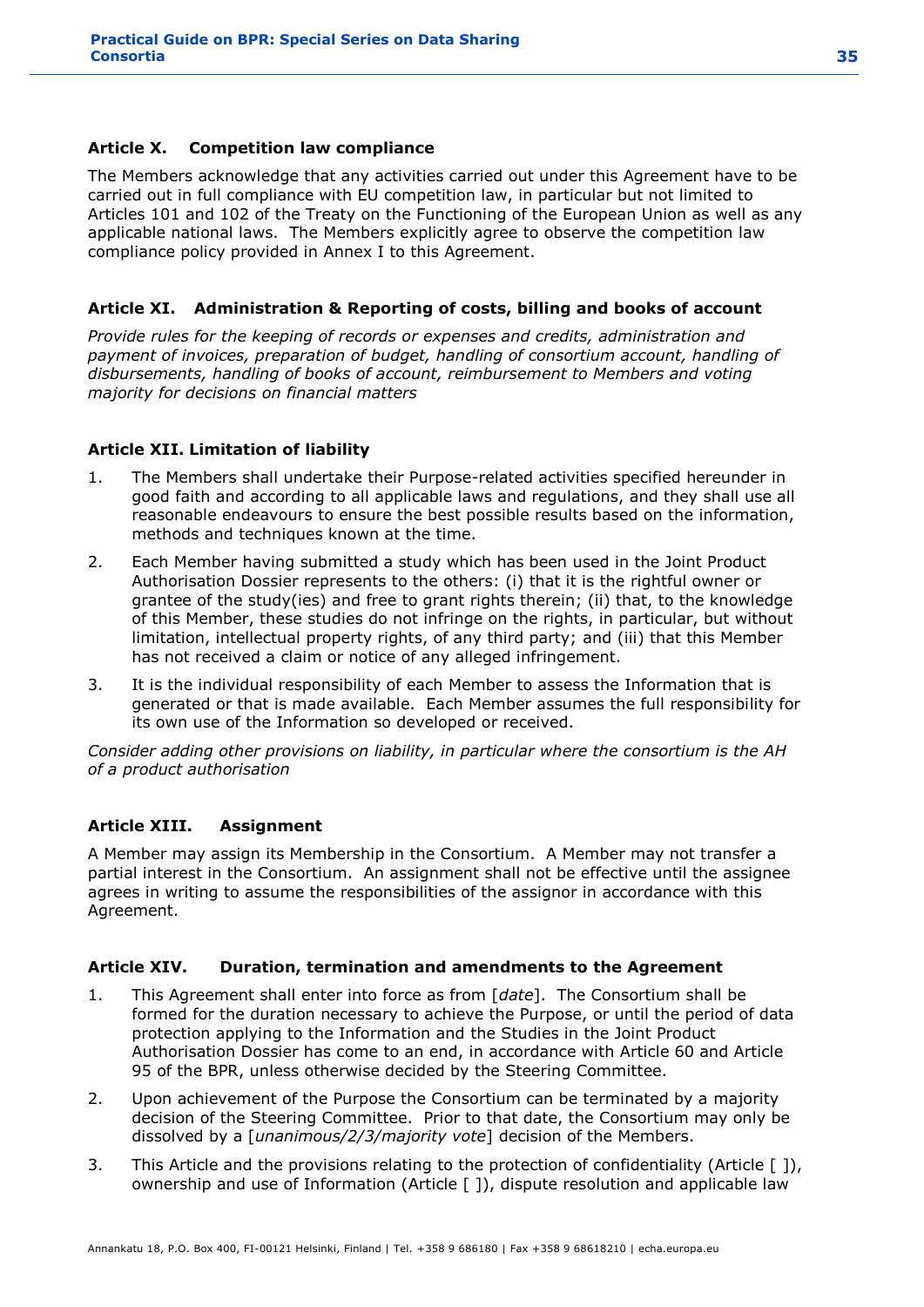### Article X. Competition law compliance

The Members acknowledge that any activities carried out under this Agreement have to be carried out in full compliance with EU competition law, in particular but not limited to Articles 101 and 102 of the Treaty on the Functioning of the European Union as well as any applicable national laws. The Members explicitly agree to observe the competition law compliance policy provided in Annex I to this Agreement.

### Article XI. Administration & Reporting of costs, billing and books of account

*Provide rules for the keeping of records or expenses and credits, administration and payment of invoices, preparation of budget, handling of consortium account, handling of disbursements, handling of books of account, reimbursement to Members and voting majority for decisions on financial matters*

### Article XII. Limitation of liability

1. The Members shall undertake their Purpose-related activities specified hereunder in good faith and according to all applicable laws and regulations, and they shall use all reasonable endeavours to ensure the best possible results based on the information, methods and techniques known at the time.
2. Each Member having submitted a study which has been used in the Joint Product Authorisation Dossier represents to the others: (i) that it is the rightful owner or grantee of the study(ies) and free to grant rights therein; (ii) that, to the knowledge of this Member, these studies do not infringe on the rights, in particular, but without limitation, intellectual property rights, of any third party; and (iii) that this Member has not received a claim or notice of any alleged infringement.
3. It is the individual responsibility of each Member to assess the Information that is generated or that is made available. Each Member assumes the full responsibility for its own use of the Information so developed or received.

*Consider adding other provisions on liability, in particular where the consortium is the AH of a product authorisation*

### Article XIII. Assignment

A Member may assign its Membership in the Consortium. A Member may not transfer a partial interest in the Consortium. An assignment shall not be effective until the assignee agrees in writing to assume the responsibilities of the assignor in accordance with this Agreement.

### Article XIV. Duration, termination and amendments to the Agreement

1. This Agreement shall enter into force as from [*date*]. The Consortium shall be formed for the duration necessary to achieve the Purpose, or until the period of data protection applying to the Information and the Studies in the Joint Product Authorisation Dossier has come to an end, in accordance with Article 60 and Article 95 of the BPR, unless otherwise decided by the Steering Committee.
2. Upon achievement of the Purpose the Consortium can be terminated by a majority decision of the Steering Committee. Prior to that date, the Consortium may only be dissolved by a [*unanimous/2/3/majority vote*] decision of the Members.
3. This Article and the provisions relating to the protection of confidentiality (Article [ ]), ownership and use of Information (Article [ ]), dispute resolution and applicable law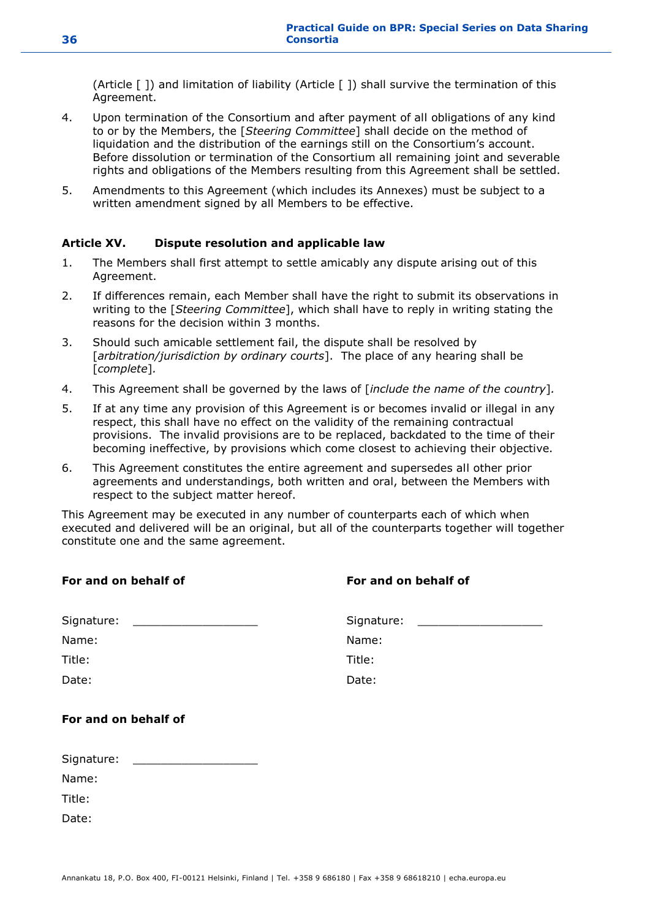(Article [ ]) and limitation of liability (Article [ ]) shall survive the termination of this Agreement.

4. Upon termination of the Consortium and after payment of all obligations of any kind to or by the Members, the [*Steering Committee*] shall decide on the method of liquidation and the distribution of the earnings still on the Consortium's account. Before dissolution or termination of the Consortium all remaining joint and severable rights and obligations of the Members resulting from this Agreement shall be settled.

5. Amendments to this Agreement (which includes its Annexes) must be subject to a written amendment signed by all Members to be effective.

### Article XV. Dispute resolution and applicable law

1. The Members shall first attempt to settle amicably any dispute arising out of this Agreement.

2. If differences remain, each Member shall have the right to submit its observations in writing to the [*Steering Committee*], which shall have to reply in writing stating the reasons for the decision within 3 months.

3. Should such amicable settlement fail, the dispute shall be resolved by [*arbitration/jurisdiction by ordinary courts*]. The place of any hearing shall be [*complete*].

4. This Agreement shall be governed by the laws of [*include the name of the country*].

5. If at any time any provision of this Agreement is or becomes invalid or illegal in any respect, this shall have no effect on the validity of the remaining contractual provisions. The invalid provisions are to be replaced, backdated to the time of their becoming ineffective, by provisions which come closest to achieving their objective.

6. This Agreement constitutes the entire agreement and supersedes all other prior agreements and understandings, both written and oral, between the Members with respect to the subject matter hereof.

This Agreement may be executed in any number of counterparts each of which when executed and delivered will be an original, but all of the counterparts together will together constitute one and the same agreement.

**For and on behalf of**

Signature: ___________________

Name:

Title:

Date:

**For and on behalf of**

Signature: ___________________

Name:

Title:

Date:

**For and on behalf of**

Signature: ___________________

Name:

Title:

Date:

Annankatu 18, P.O. Box 400, FI-00121 Helsinki, Finland | Tel. +358 9 686180 | Fax +358 9 68618210 | echa.europa.eu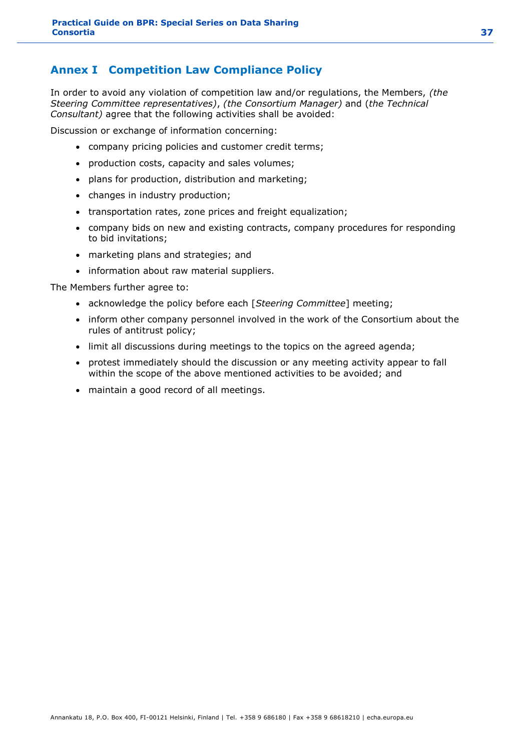# Annex I Competition Law Compliance Policy

In order to avoid any violation of competition law and/or regulations, the Members, *(the Steering Committee representatives)*, *(the Consortium Manager)* and (*the Technical Consultant)* agree that the following activities shall be avoided:

Discussion or exchange of information concerning:

- company pricing policies and customer credit terms;
- production costs, capacity and sales volumes;
- plans for production, distribution and marketing;
- changes in industry production;
- transportation rates, zone prices and freight equalization;
- company bids on new and existing contracts, company procedures for responding to bid invitations;
- marketing plans and strategies; and
- information about raw material suppliers.

The Members further agree to:

- acknowledge the policy before each [*Steering Committee*] meeting;
- inform other company personnel involved in the work of the Consortium about the rules of antitrust policy;
- limit all discussions during meetings to the topics on the agreed agenda;
- protest immediately should the discussion or any meeting activity appear to fall within the scope of the above mentioned activities to be avoided; and
- maintain a good record of all meetings.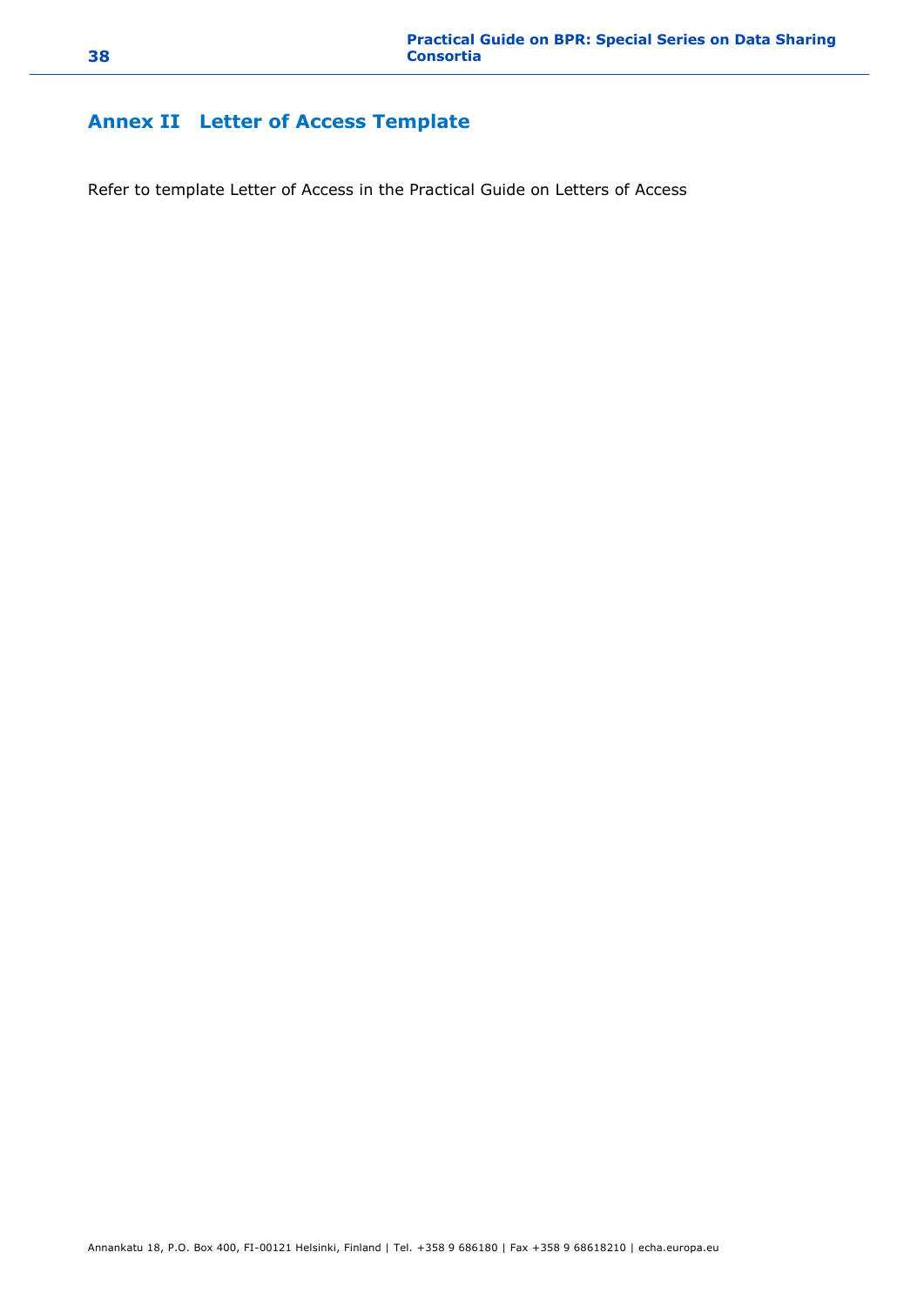## Annex II Letter of Access Template

Refer to template Letter of Access in the Practical Guide on Letters of Access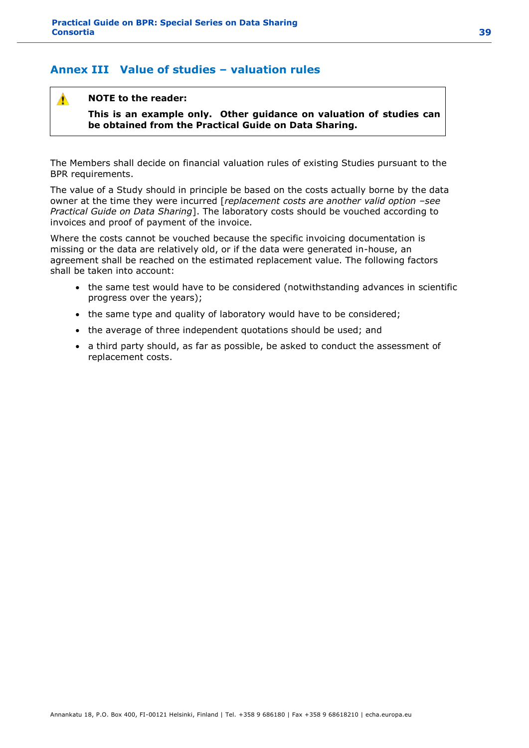## Annex III Value of studies – valuation rules

> **NOTE to the reader:**
>
> **This is an example only. Other guidance on valuation of studies can be obtained from the Practical Guide on Data Sharing.**

The Members shall decide on financial valuation rules of existing Studies pursuant to the BPR requirements.

The value of a Study should in principle be based on the costs actually borne by the data owner at the time they were incurred [*replacement costs are another valid option –see Practical Guide on Data Sharing*]. The laboratory costs should be vouched according to invoices and proof of payment of the invoice.

Where the costs cannot be vouched because the specific invoicing documentation is missing or the data are relatively old, or if the data were generated in-house, an agreement shall be reached on the estimated replacement value. The following factors shall be taken into account:

- the same test would have to be considered (notwithstanding advances in scientific progress over the years);
- the same type and quality of laboratory would have to be considered;
- the average of three independent quotations should be used; and
- a third party should, as far as possible, be asked to conduct the assessment of replacement costs.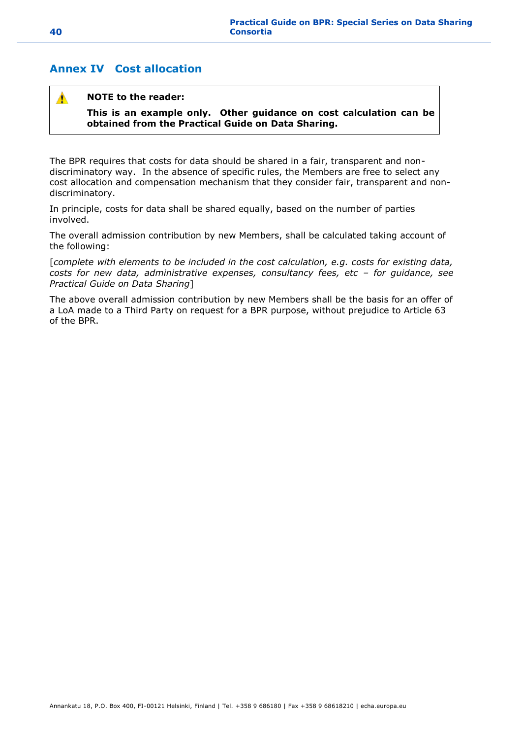## Annex IV Cost allocation

> ⚠ **NOTE to the reader:**
>
> **This is an example only. Other guidance on cost calculation can be obtained from the Practical Guide on Data Sharing.**

The BPR requires that costs for data should be shared in a fair, transparent and non-discriminatory way. In the absence of specific rules, the Members are free to select any cost allocation and compensation mechanism that they consider fair, transparent and non-discriminatory.

In principle, costs for data shall be shared equally, based on the number of parties involved.

The overall admission contribution by new Members, shall be calculated taking account of the following:

[*complete with elements to be included in the cost calculation, e.g. costs for existing data, costs for new data, administrative expenses, consultancy fees, etc – for guidance, see Practical Guide on Data Sharing*]

The above overall admission contribution by new Members shall be the basis for an offer of a LoA made to a Third Party on request for a BPR purpose, without prejudice to Article 63 of the BPR.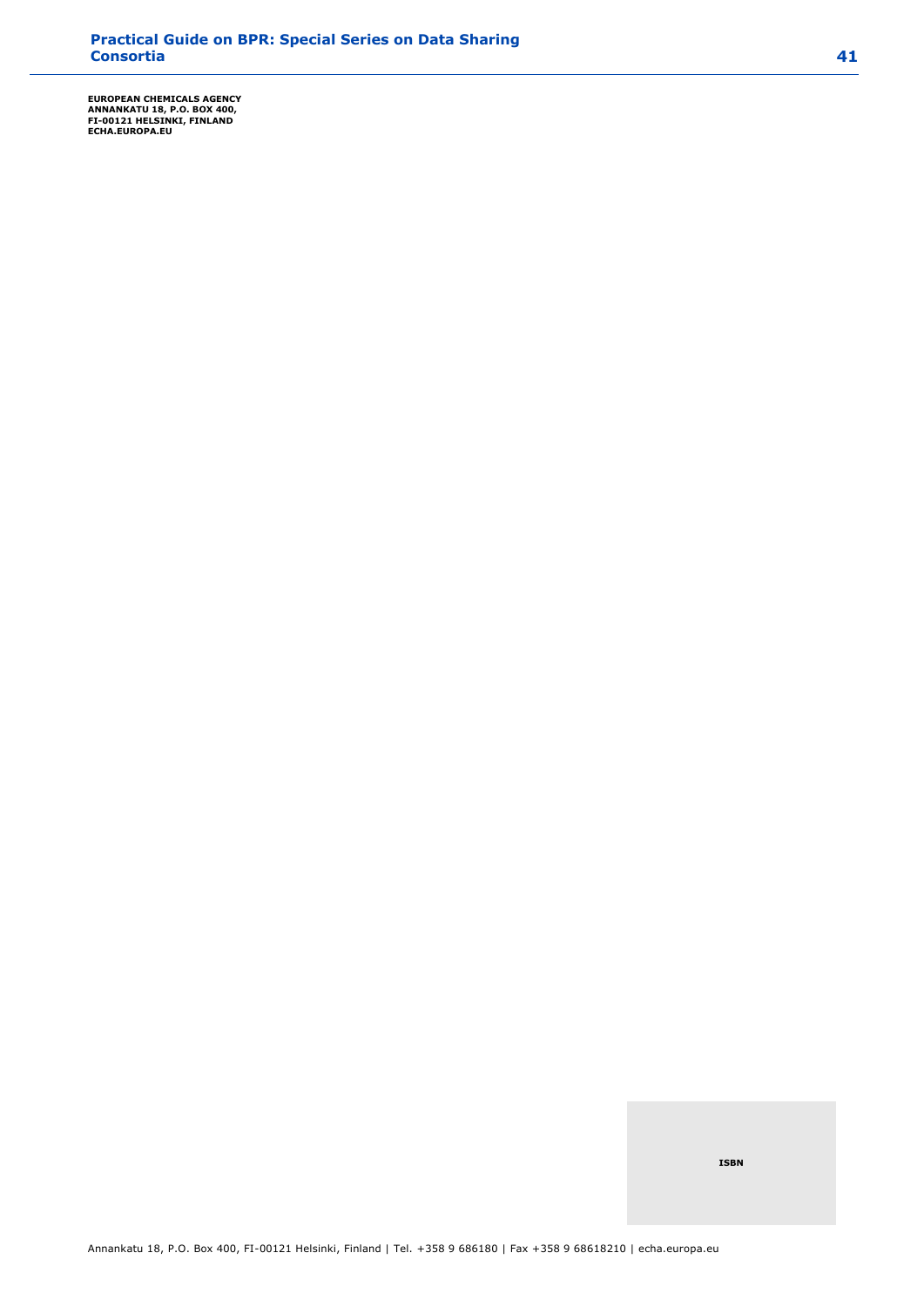**EUROPEAN CHEMICALS AGENCY**
**ANNANKATU 18, P.O. BOX 400,**
**FI-00121 HELSINKI, FINLAND**
**ECHA.EUROPA.EU**

**ISBN**

Annankatu 18, P.O. Box 400, FI-00121 Helsinki, Finland | Tel. +358 9 686180 | Fax +358 9 68618210 | echa.europa.eu